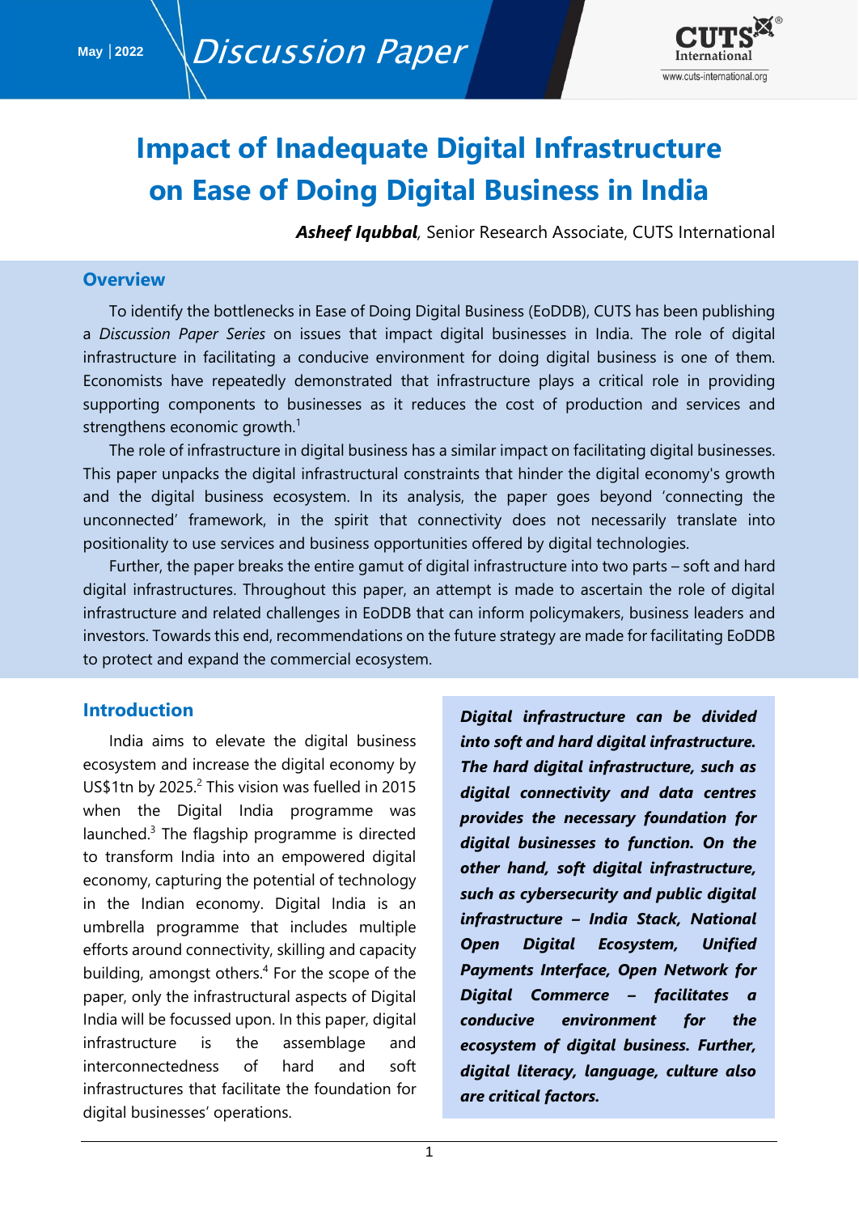May | 2022 Discussion Paper

# Impact of Inadequate Digital Infrastructure on Ease of Doing Digital Business in India

***Asheef Iqubbal**, Senior Research Associate, CUTS International*

## Overview

To identify the bottlenecks in Ease of Doing Digital Business (EoDDB), CUTS has been publishing a *Discussion Paper Series* on issues that impact digital businesses in India. The role of digital infrastructure in facilitating a conducive environment for doing digital business is one of them. Economists have repeatedly demonstrated that infrastructure plays a critical role in providing supporting components to businesses as it reduces the cost of production and services and strengthens economic growth.[1]

The role of infrastructure in digital business has a similar impact on facilitating digital businesses. This paper unpacks the digital infrastructural constraints that hinder the digital economy's growth and the digital business ecosystem. In its analysis, the paper goes beyond 'connecting the unconnected' framework, in the spirit that connectivity does not necessarily translate into positionality to use services and business opportunities offered by digital technologies.

Further, the paper breaks the entire gamut of digital infrastructure into two parts – soft and hard digital infrastructures. Throughout this paper, an attempt is made to ascertain the role of digital infrastructure and related challenges in EoDDB that can inform policymakers, business leaders and investors. Towards this end, recommendations on the future strategy are made for facilitating EoDDB to protect and expand the commercial ecosystem.

## Introduction

India aims to elevate the digital business ecosystem and increase the digital economy by US$1tn by 2025.[2] This vision was fuelled in 2015 when the Digital India programme was launched.[3] The flagship programme is directed to transform India into an empowered digital economy, capturing the potential of technology in the Indian economy. Digital India is an umbrella programme that includes multiple efforts around connectivity, skilling and capacity building, amongst others.[4] For the scope of the paper, only the infrastructural aspects of Digital India will be focussed upon. In this paper, digital infrastructure is the assemblage and interconnectedness of hard and soft infrastructures that facilitate the foundation for digital businesses' operations.

***Digital infrastructure can be divided into soft and hard digital infrastructure. The hard digital infrastructure, such as digital connectivity and data centres provides the necessary foundation for digital businesses to function. On the other hand, soft digital infrastructure, such as cybersecurity and public digital infrastructure – India Stack, National Open Digital Ecosystem, Unified Payments Interface, Open Network for Digital Commerce – facilitates a conducive environment for the ecosystem of digital business. Further, digital literacy, language, culture also are critical factors.***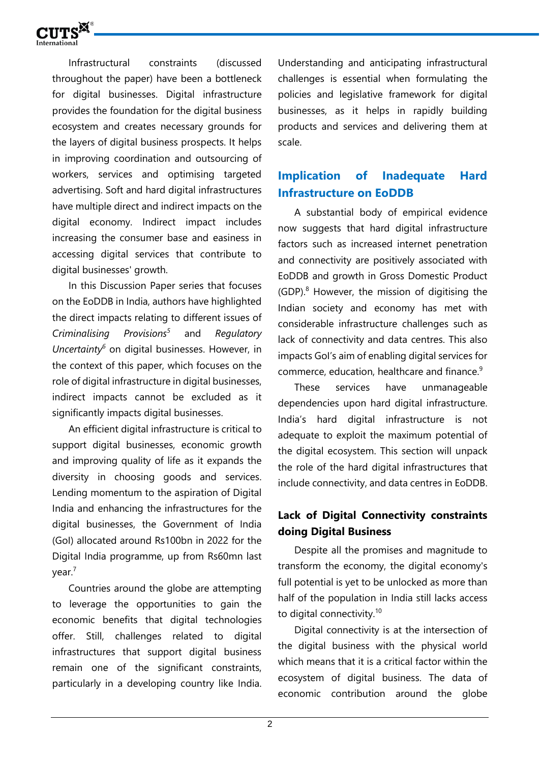Infrastructural constraints (discussed throughout the paper) have been a bottleneck for digital businesses. Digital infrastructure provides the foundation for the digital business ecosystem and creates necessary grounds for the layers of digital business prospects. It helps in improving coordination and outsourcing of workers, services and optimising targeted advertising. Soft and hard digital infrastructures have multiple direct and indirect impacts on the digital economy. Indirect impact includes increasing the consumer base and easiness in accessing digital services that contribute to digital businesses' growth.

In this Discussion Paper series that focuses on the EoDDB in India, authors have highlighted the direct impacts relating to different issues of *Criminalising Provisions*[5] and *Regulatory Uncertainty*[6] on digital businesses. However, in the context of this paper, which focuses on the role of digital infrastructure in digital businesses, indirect impacts cannot be excluded as it significantly impacts digital businesses.

An efficient digital infrastructure is critical to support digital businesses, economic growth and improving quality of life as it expands the diversity in choosing goods and services. Lending momentum to the aspiration of Digital India and enhancing the infrastructures for the digital businesses, the Government of India (GoI) allocated around Rs100bn in 2022 for the Digital India programme, up from Rs60mn last year.[7]

Countries around the globe are attempting to leverage the opportunities to gain the economic benefits that digital technologies offer. Still, challenges related to digital infrastructures that support digital business remain one of the significant constraints, particularly in a developing country like India. Understanding and anticipating infrastructural challenges is essential when formulating the policies and legislative framework for digital businesses, as it helps in rapidly building products and services and delivering them at scale.

## Implication of Inadequate Hard Infrastructure on EoDDB

A substantial body of empirical evidence now suggests that hard digital infrastructure factors such as increased internet penetration and connectivity are positively associated with EoDDB and growth in Gross Domestic Product (GDP).[8] However, the mission of digitising the Indian society and economy has met with considerable infrastructure challenges such as lack of connectivity and data centres. This also impacts GoI's aim of enabling digital services for commerce, education, healthcare and finance.[9]

These services have unmanageable dependencies upon hard digital infrastructure. India's hard digital infrastructure is not adequate to exploit the maximum potential of the digital ecosystem. This section will unpack the role of the hard digital infrastructures that include connectivity, and data centres in EoDDB.

### Lack of Digital Connectivity constraints doing Digital Business

Despite all the promises and magnitude to transform the economy, the digital economy's full potential is yet to be unlocked as more than half of the population in India still lacks access to digital connectivity.[10]

Digital connectivity is at the intersection of the digital business with the physical world which means that it is a critical factor within the ecosystem of digital business. The data of economic contribution around the globe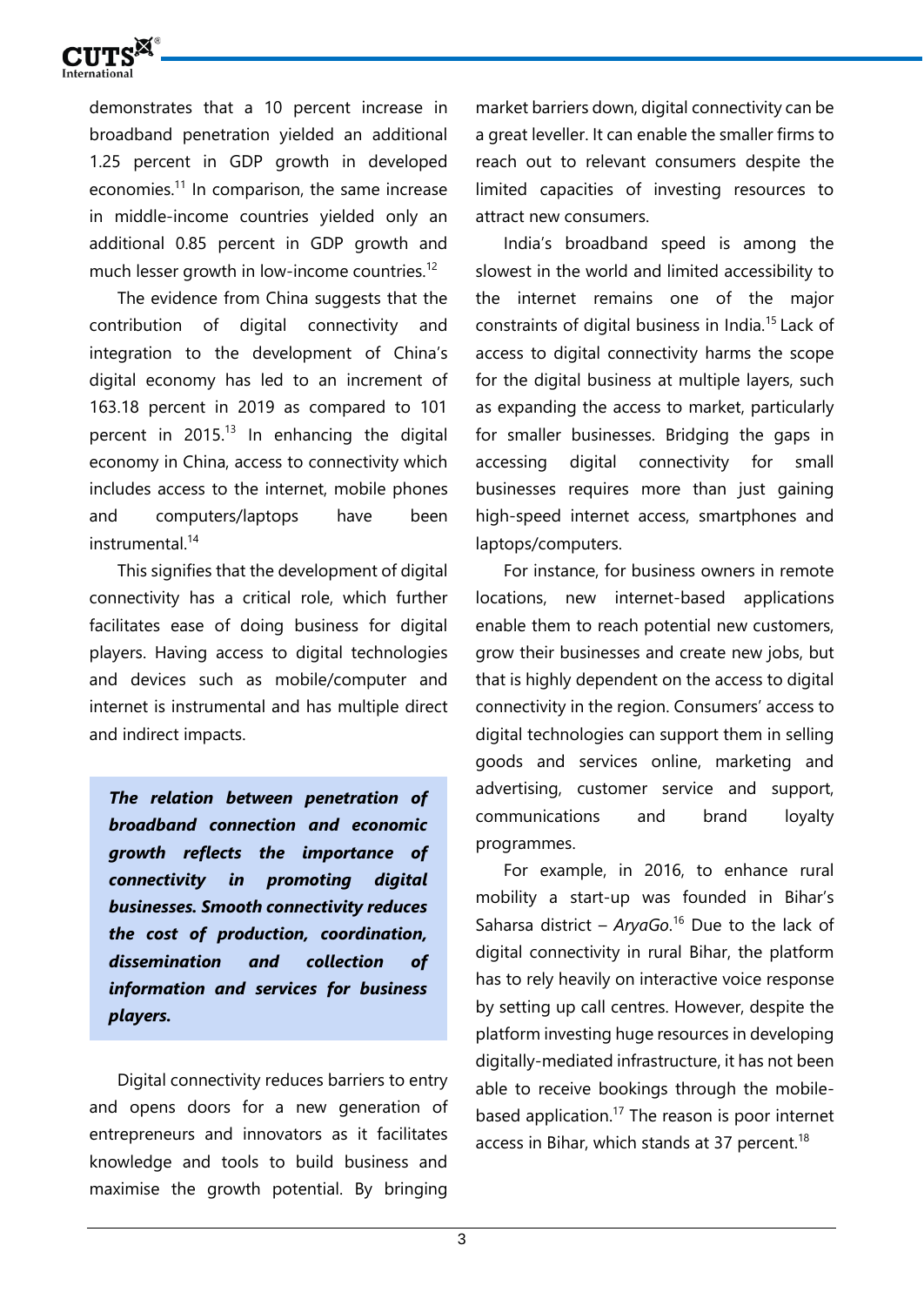demonstrates that a 10 percent increase in broadband penetration yielded an additional 1.25 percent in GDP growth in developed economies.[11] In comparison, the same increase in middle-income countries yielded only an additional 0.85 percent in GDP growth and much lesser growth in low-income countries.[12]

The evidence from China suggests that the contribution of digital connectivity and integration to the development of China's digital economy has led to an increment of 163.18 percent in 2019 as compared to 101 percent in 2015.[13] In enhancing the digital economy in China, access to connectivity which includes access to the internet, mobile phones and computers/laptops have been instrumental.[14]

This signifies that the development of digital connectivity has a critical role, which further facilitates ease of doing business for digital players. Having access to digital technologies and devices such as mobile/computer and internet is instrumental and has multiple direct and indirect impacts.

***The relation between penetration of broadband connection and economic growth reflects the importance of connectivity in promoting digital businesses. Smooth connectivity reduces the cost of production, coordination, dissemination and collection of information and services for business players.***

Digital connectivity reduces barriers to entry and opens doors for a new generation of entrepreneurs and innovators as it facilitates knowledge and tools to build business and maximise the growth potential. By bringing market barriers down, digital connectivity can be a great leveller. It can enable the smaller firms to reach out to relevant consumers despite the limited capacities of investing resources to attract new consumers.

India's broadband speed is among the slowest in the world and limited accessibility to the internet remains one of the major constraints of digital business in India.[15] Lack of access to digital connectivity harms the scope for the digital business at multiple layers, such as expanding the access to market, particularly for smaller businesses. Bridging the gaps in accessing digital connectivity for small businesses requires more than just gaining high-speed internet access, smartphones and laptops/computers.

For instance, for business owners in remote locations, new internet-based applications enable them to reach potential new customers, grow their businesses and create new jobs, but that is highly dependent on the access to digital connectivity in the region. Consumers' access to digital technologies can support them in selling goods and services online, marketing and advertising, customer service and support, communications and brand loyalty programmes.

For example, in 2016, to enhance rural mobility a start-up was founded in Bihar's Saharsa district – *AryaGo*.[16] Due to the lack of digital connectivity in rural Bihar, the platform has to rely heavily on interactive voice response by setting up call centres. However, despite the platform investing huge resources in developing digitally-mediated infrastructure, it has not been able to receive bookings through the mobile-based application.[17] The reason is poor internet access in Bihar, which stands at 37 percent.[18]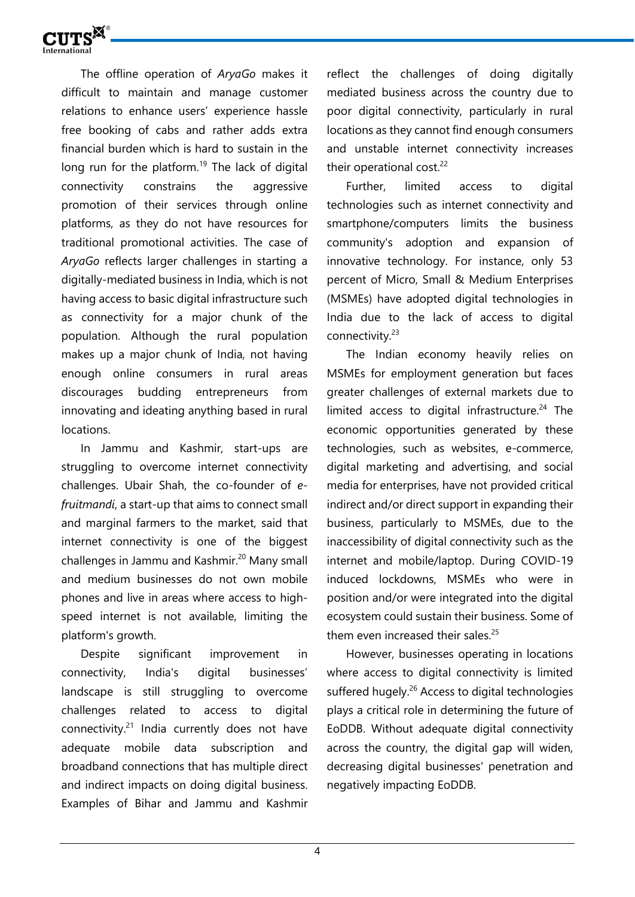The offline operation of *AryaGo* makes it difficult to maintain and manage customer relations to enhance users' experience hassle free booking of cabs and rather adds extra financial burden which is hard to sustain in the long run for the platform.[19] The lack of digital connectivity constrains the aggressive promotion of their services through online platforms, as they do not have resources for traditional promotional activities. The case of *AryaGo* reflects larger challenges in starting a digitally-mediated business in India, which is not having access to basic digital infrastructure such as connectivity for a major chunk of the population. Although the rural population makes up a major chunk of India, not having enough online consumers in rural areas discourages budding entrepreneurs from innovating and ideating anything based in rural locations.

In Jammu and Kashmir, start-ups are struggling to overcome internet connectivity challenges. Ubair Shah, the co-founder of *e-fruitmandi*, a start-up that aims to connect small and marginal farmers to the market, said that internet connectivity is one of the biggest challenges in Jammu and Kashmir.[20] Many small and medium businesses do not own mobile phones and live in areas where access to high-speed internet is not available, limiting the platform's growth.

Despite significant improvement in connectivity, India's digital businesses' landscape is still struggling to overcome challenges related to access to digital connectivity.[21] India currently does not have adequate mobile data subscription and broadband connections that has multiple direct and indirect impacts on doing digital business. Examples of Bihar and Jammu and Kashmir reflect the challenges of doing digitally mediated business across the country due to poor digital connectivity, particularly in rural locations as they cannot find enough consumers and unstable internet connectivity increases their operational cost.[22]

Further, limited access to digital technologies such as internet connectivity and smartphone/computers limits the business community's adoption and expansion of innovative technology. For instance, only 53 percent of Micro, Small & Medium Enterprises (MSMEs) have adopted digital technologies in India due to the lack of access to digital connectivity.[23]

The Indian economy heavily relies on MSMEs for employment generation but faces greater challenges of external markets due to limited access to digital infrastructure.[24] The economic opportunities generated by these technologies, such as websites, e-commerce, digital marketing and advertising, and social media for enterprises, have not provided critical indirect and/or direct support in expanding their business, particularly to MSMEs, due to the inaccessibility of digital connectivity such as the internet and mobile/laptop. During COVID-19 induced lockdowns, MSMEs who were in position and/or were integrated into the digital ecosystem could sustain their business. Some of them even increased their sales.[25]

However, businesses operating in locations where access to digital connectivity is limited suffered hugely.[26] Access to digital technologies plays a critical role in determining the future of EoDDB. Without adequate digital connectivity across the country, the digital gap will widen, decreasing digital businesses' penetration and negatively impacting EoDDB.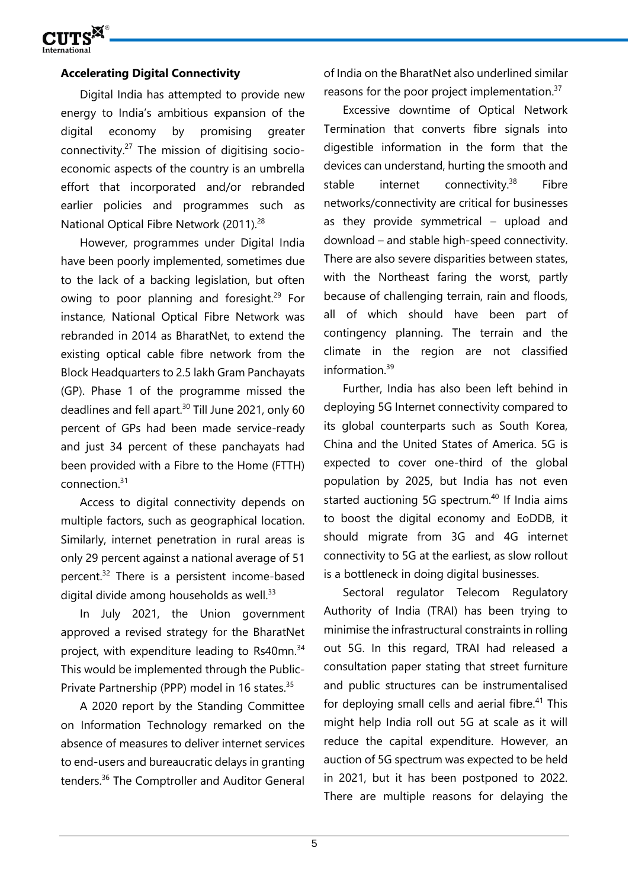**Accelerating Digital Connectivity**

Digital India has attempted to provide new energy to India's ambitious expansion of the digital economy by promising greater connectivity.[27] The mission of digitising socio-economic aspects of the country is an umbrella effort that incorporated and/or rebranded earlier policies and programmes such as National Optical Fibre Network (2011).[28]

However, programmes under Digital India have been poorly implemented, sometimes due to the lack of a backing legislation, but often owing to poor planning and foresight.[29] For instance, National Optical Fibre Network was rebranded in 2014 as BharatNet, to extend the existing optical cable fibre network from the Block Headquarters to 2.5 lakh Gram Panchayats (GP). Phase 1 of the programme missed the deadlines and fell apart.[30] Till June 2021, only 60 percent of GPs had been made service-ready and just 34 percent of these panchayats had been provided with a Fibre to the Home (FTTH) connection.[31]

Access to digital connectivity depends on multiple factors, such as geographical location. Similarly, internet penetration in rural areas is only 29 percent against a national average of 51 percent.[32] There is a persistent income-based digital divide among households as well.[33]

In July 2021, the Union government approved a revised strategy for the BharatNet project, with expenditure leading to Rs40mn.[34] This would be implemented through the Public-Private Partnership (PPP) model in 16 states.[35]

A 2020 report by the Standing Committee on Information Technology remarked on the absence of measures to deliver internet services to end-users and bureaucratic delays in granting tenders.[36] The Comptroller and Auditor General of India on the BharatNet also underlined similar reasons for the poor project implementation.[37]

Excessive downtime of Optical Network Termination that converts fibre signals into digestible information in the form that the devices can understand, hurting the smooth and stable internet connectivity.[38] Fibre networks/connectivity are critical for businesses as they provide symmetrical – upload and download – and stable high-speed connectivity. There are also severe disparities between states, with the Northeast faring the worst, partly because of challenging terrain, rain and floods, all of which should have been part of contingency planning. The terrain and the climate in the region are not classified information.[39]

Further, India has also been left behind in deploying 5G Internet connectivity compared to its global counterparts such as South Korea, China and the United States of America. 5G is expected to cover one-third of the global population by 2025, but India has not even started auctioning 5G spectrum.[40] If India aims to boost the digital economy and EoDDB, it should migrate from 3G and 4G internet connectivity to 5G at the earliest, as slow rollout is a bottleneck in doing digital businesses.

Sectoral regulator Telecom Regulatory Authority of India (TRAI) has been trying to minimise the infrastructural constraints in rolling out 5G. In this regard, TRAI had released a consultation paper stating that street furniture and public structures can be instrumentalised for deploying small cells and aerial fibre.[41] This might help India roll out 5G at scale as it will reduce the capital expenditure. However, an auction of 5G spectrum was expected to be held in 2021, but it has been postponed to 2022. There are multiple reasons for delaying the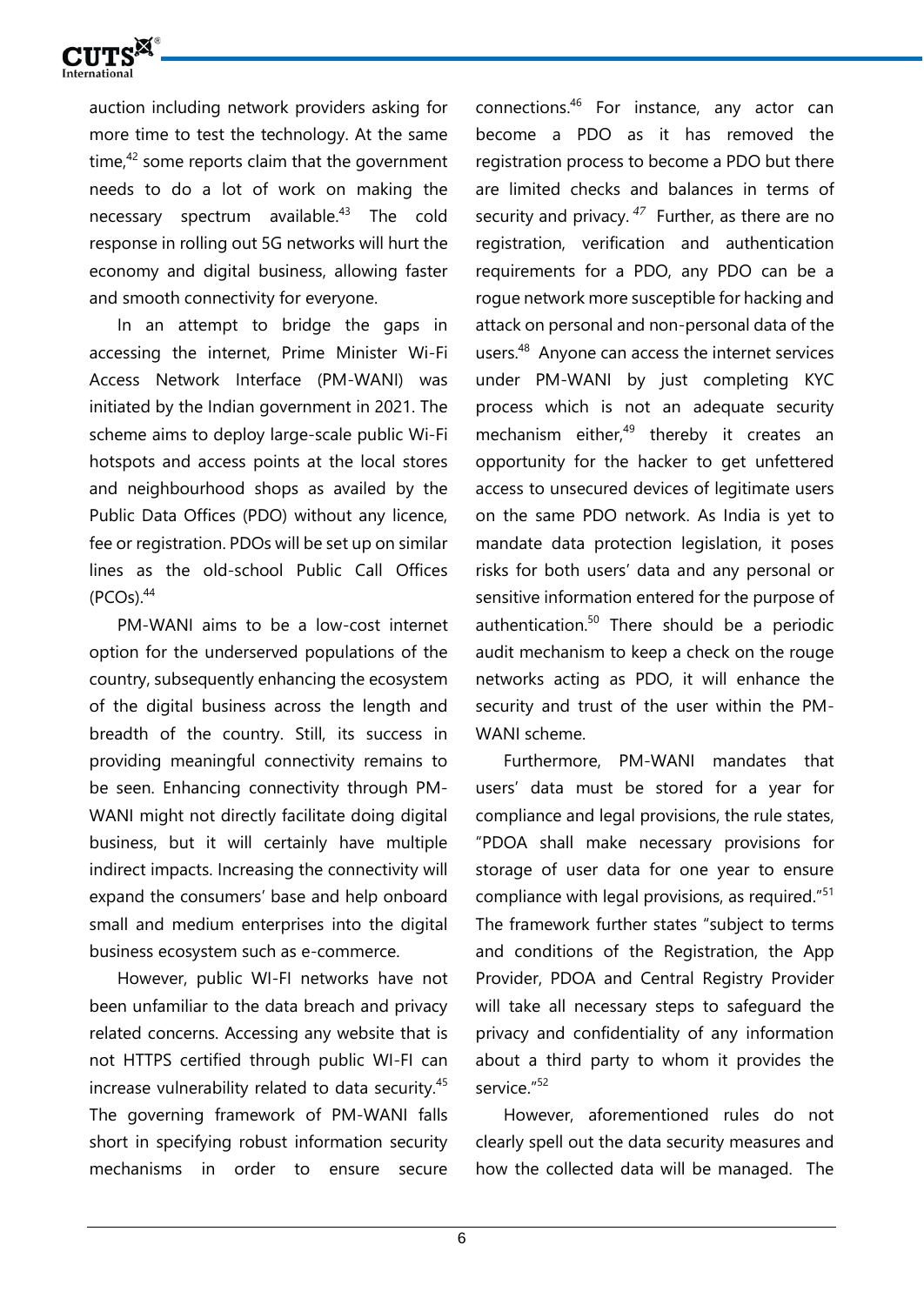auction including network providers asking for more time to test the technology. At the same time,[42] some reports claim that the government needs to do a lot of work on making the necessary spectrum available.[43] The cold response in rolling out 5G networks will hurt the economy and digital business, allowing faster and smooth connectivity for everyone.

In an attempt to bridge the gaps in accessing the internet, Prime Minister Wi-Fi Access Network Interface (PM-WANI) was initiated by the Indian government in 2021. The scheme aims to deploy large-scale public Wi-Fi hotspots and access points at the local stores and neighbourhood shops as availed by the Public Data Offices (PDO) without any licence, fee or registration. PDOs will be set up on similar lines as the old-school Public Call Offices (PCOs).[44]

PM-WANI aims to be a low-cost internet option for the underserved populations of the country, subsequently enhancing the ecosystem of the digital business across the length and breadth of the country. Still, its success in providing meaningful connectivity remains to be seen. Enhancing connectivity through PM-WANI might not directly facilitate doing digital business, but it will certainly have multiple indirect impacts. Increasing the connectivity will expand the consumers' base and help onboard small and medium enterprises into the digital business ecosystem such as e-commerce.

However, public WI-FI networks have not been unfamiliar to the data breach and privacy related concerns. Accessing any website that is not HTTPS certified through public WI-FI can increase vulnerability related to data security.[45] The governing framework of PM-WANI falls short in specifying robust information security mechanisms in order to ensure secure connections.[46] For instance, any actor can become a PDO as it has removed the registration process to become a PDO but there are limited checks and balances in terms of security and privacy.[47] Further, as there are no registration, verification and authentication requirements for a PDO, any PDO can be a rogue network more susceptible for hacking and attack on personal and non-personal data of the users.[48] Anyone can access the internet services under PM-WANI by just completing KYC process which is not an adequate security mechanism either,[49] thereby it creates an opportunity for the hacker to get unfettered access to unsecured devices of legitimate users on the same PDO network. As India is yet to mandate data protection legislation, it poses risks for both users' data and any personal or sensitive information entered for the purpose of authentication.[50] There should be a periodic audit mechanism to keep a check on the rouge networks acting as PDO, it will enhance the security and trust of the user within the PM-WANI scheme.

Furthermore, PM-WANI mandates that users' data must be stored for a year for compliance and legal provisions, the rule states, "PDOA shall make necessary provisions for storage of user data for one year to ensure compliance with legal provisions, as required."[51] The framework further states "subject to terms and conditions of the Registration, the App Provider, PDOA and Central Registry Provider will take all necessary steps to safeguard the privacy and confidentiality of any information about a third party to whom it provides the service."[52]

However, aforementioned rules do not clearly spell out the data security measures and how the collected data will be managed. The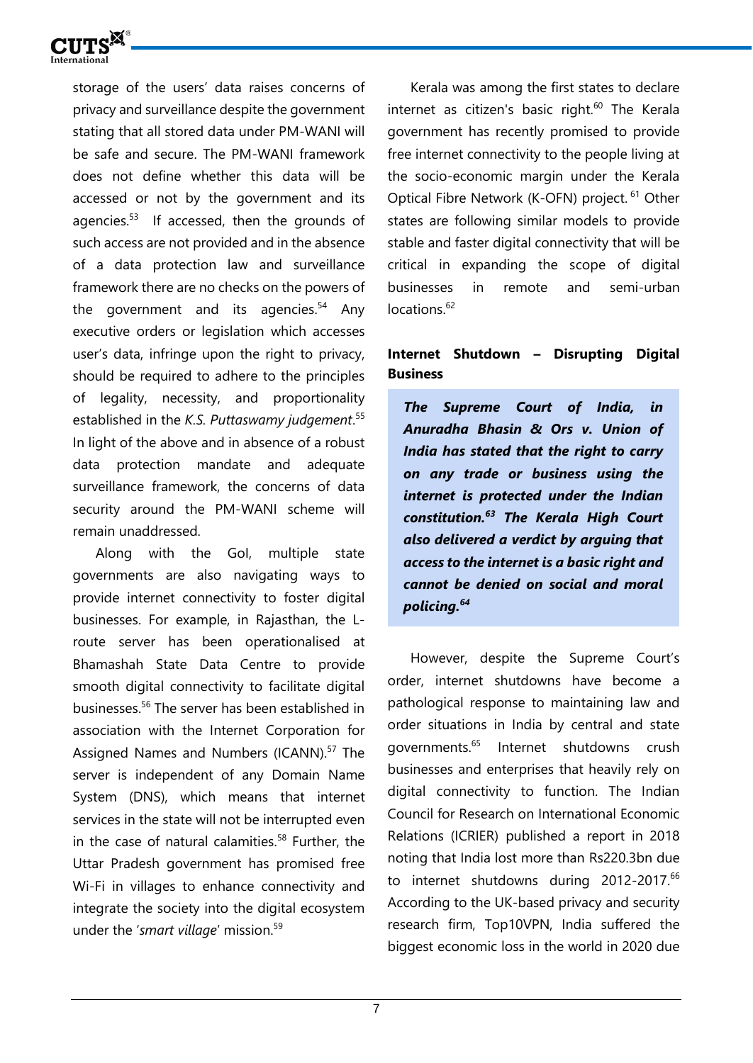storage of the users' data raises concerns of privacy and surveillance despite the government stating that all stored data under PM-WANI will be safe and secure. The PM-WANI framework does not define whether this data will be accessed or not by the government and its agencies.[53] If accessed, then the grounds of such access are not provided and in the absence of a data protection law and surveillance framework there are no checks on the powers of the government and its agencies.[54] Any executive orders or legislation which accesses user's data, infringe upon the right to privacy, should be required to adhere to the principles of legality, necessity, and proportionality established in the *K.S. Puttaswamy judgement*.[55] In light of the above and in absence of a robust data protection mandate and adequate surveillance framework, the concerns of data security around the PM-WANI scheme will remain unaddressed.

Along with the GoI, multiple state governments are also navigating ways to provide internet connectivity to foster digital businesses. For example, in Rajasthan, the L-route server has been operationalised at Bhamashah State Data Centre to provide smooth digital connectivity to facilitate digital businesses.[56] The server has been established in association with the Internet Corporation for Assigned Names and Numbers (ICANN).[57] The server is independent of any Domain Name System (DNS), which means that internet services in the state will not be interrupted even in the case of natural calamities.[58] Further, the Uttar Pradesh government has promised free Wi-Fi in villages to enhance connectivity and integrate the society into the digital ecosystem under the '*smart village*' mission.[59]

Kerala was among the first states to declare internet as citizen's basic right.[60] The Kerala government has recently promised to provide free internet connectivity to the people living at the socio-economic margin under the Kerala Optical Fibre Network (K-OFN) project.[61] Other states are following similar models to provide stable and faster digital connectivity that will be critical in expanding the scope of digital businesses in remote and semi-urban locations.[62]

**Internet Shutdown – Disrupting Digital Business**

***The Supreme Court of India, in Anuradha Bhasin & Ors v. Union of India has stated that the right to carry on any trade or business using the internet is protected under the Indian constitution.[63] The Kerala High Court also delivered a verdict by arguing that access to the internet is a basic right and cannot be denied on social and moral policing.[64]***

However, despite the Supreme Court's order, internet shutdowns have become a pathological response to maintaining law and order situations in India by central and state governments.[65] Internet shutdowns crush businesses and enterprises that heavily rely on digital connectivity to function. The Indian Council for Research on International Economic Relations (ICRIER) published a report in 2018 noting that India lost more than Rs220.3bn due to internet shutdowns during 2012-2017.[66] According to the UK-based privacy and security research firm, Top10VPN, India suffered the biggest economic loss in the world in 2020 due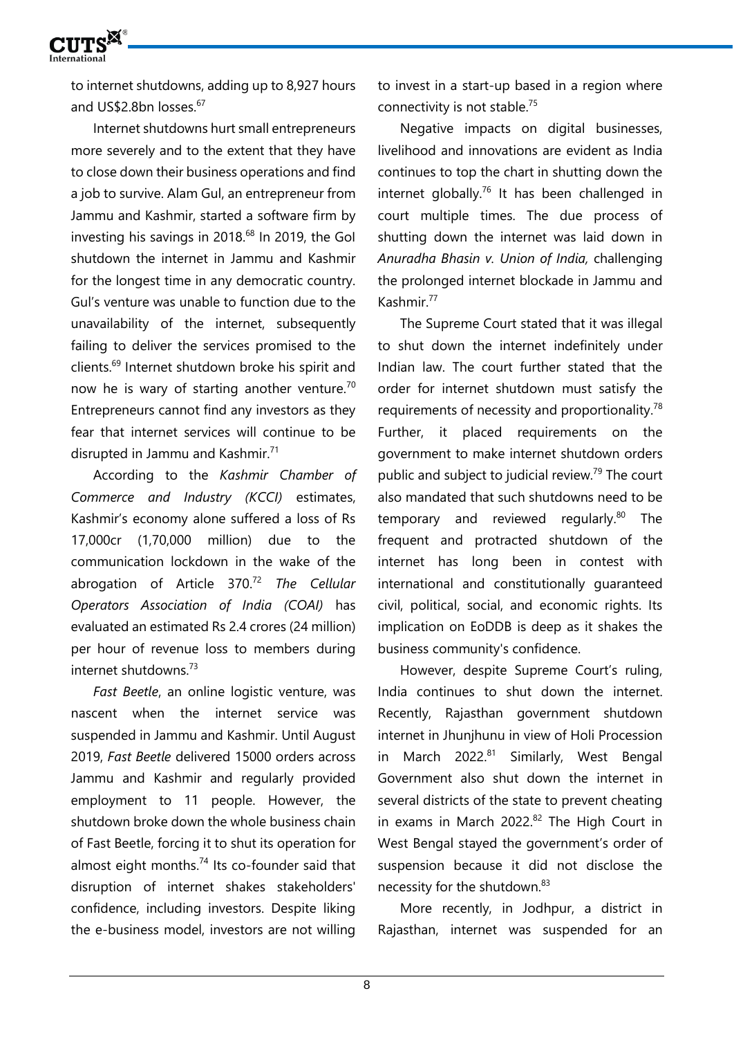to internet shutdowns, adding up to 8,927 hours and US$2.8bn losses.[67]

Internet shutdowns hurt small entrepreneurs more severely and to the extent that they have to close down their business operations and find a job to survive. Alam Gul, an entrepreneur from Jammu and Kashmir, started a software firm by investing his savings in 2018.[68] In 2019, the GoI shutdown the internet in Jammu and Kashmir for the longest time in any democratic country. Gul's venture was unable to function due to the unavailability of the internet, subsequently failing to deliver the services promised to the clients.[69] Internet shutdown broke his spirit and now he is wary of starting another venture.[70] Entrepreneurs cannot find any investors as they fear that internet services will continue to be disrupted in Jammu and Kashmir.[71]

According to the *Kashmir Chamber of Commerce and Industry (KCCI)* estimates, Kashmir's economy alone suffered a loss of Rs 17,000cr (1,70,000 million) due to the communication lockdown in the wake of the abrogation of Article 370.[72] *The Cellular Operators Association of India (COAI)* has evaluated an estimated Rs 2.4 crores (24 million) per hour of revenue loss to members during internet shutdowns.[73]

*Fast Beetle*, an online logistic venture, was nascent when the internet service was suspended in Jammu and Kashmir. Until August 2019, *Fast Beetle* delivered 15000 orders across Jammu and Kashmir and regularly provided employment to 11 people. However, the shutdown broke down the whole business chain of Fast Beetle, forcing it to shut its operation for almost eight months.[74] Its co-founder said that disruption of internet shakes stakeholders' confidence, including investors. Despite liking the e-business model, investors are not willing to invest in a start-up based in a region where connectivity is not stable.[75]

Negative impacts on digital businesses, livelihood and innovations are evident as India continues to top the chart in shutting down the internet globally.[76] It has been challenged in court multiple times. The due process of shutting down the internet was laid down in *Anuradha Bhasin v. Union of India,* challenging the prolonged internet blockade in Jammu and Kashmir.[77]

The Supreme Court stated that it was illegal to shut down the internet indefinitely under Indian law. The court further stated that the order for internet shutdown must satisfy the requirements of necessity and proportionality.[78] Further, it placed requirements on the government to make internet shutdown orders public and subject to judicial review.[79] The court also mandated that such shutdowns need to be temporary and reviewed regularly.[80] The frequent and protracted shutdown of the internet has long been in contest with international and constitutionally guaranteed civil, political, social, and economic rights. Its implication on EoDDB is deep as it shakes the business community's confidence.

However, despite Supreme Court's ruling, India continues to shut down the internet. Recently, Rajasthan government shutdown internet in Jhunjhunu in view of Holi Procession in March 2022.[81] Similarly, West Bengal Government also shut down the internet in several districts of the state to prevent cheating in exams in March 2022.[82] The High Court in West Bengal stayed the government's order of suspension because it did not disclose the necessity for the shutdown.[83]

More recently, in Jodhpur, a district in Rajasthan, internet was suspended for an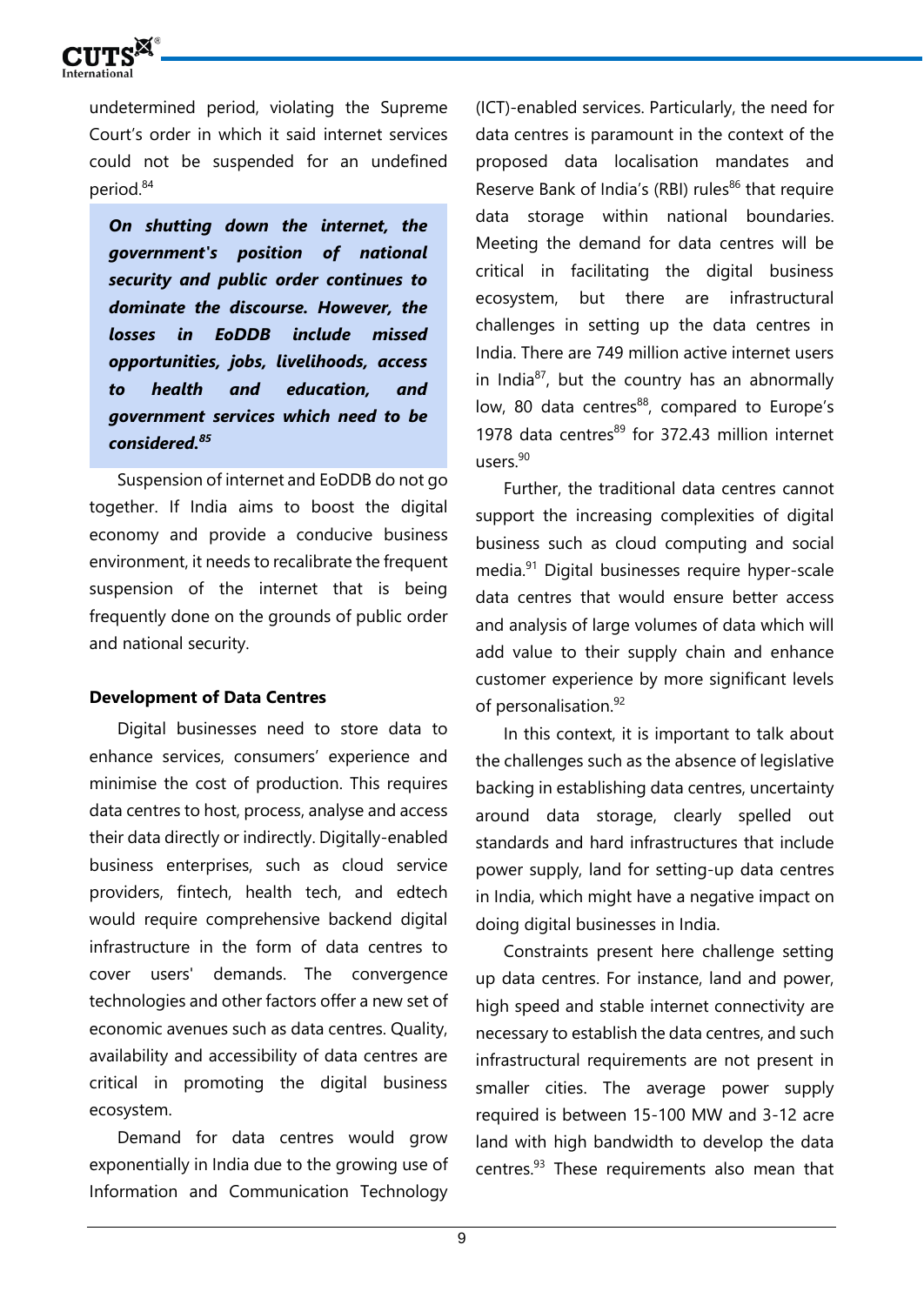undetermined period, violating the Supreme Court's order in which it said internet services could not be suspended for an undefined period.[84]

> ***On shutting down the internet, the government's position of national security and public order continues to dominate the discourse. However, the losses in EoDDB include missed opportunities, jobs, livelihoods, access to health and education, and government services which need to be considered.[85]***

Suspension of internet and EoDDB do not go together. If India aims to boost the digital economy and provide a conducive business environment, it needs to recalibrate the frequent suspension of the internet that is being frequently done on the grounds of public order and national security.

**Development of Data Centres**

Digital businesses need to store data to enhance services, consumers' experience and minimise the cost of production. This requires data centres to host, process, analyse and access their data directly or indirectly. Digitally-enabled business enterprises, such as cloud service providers, fintech, health tech, and edtech would require comprehensive backend digital infrastructure in the form of data centres to cover users' demands. The convergence technologies and other factors offer a new set of economic avenues such as data centres. Quality, availability and accessibility of data centres are critical in promoting the digital business ecosystem.

Demand for data centres would grow exponentially in India due to the growing use of Information and Communication Technology (ICT)-enabled services. Particularly, the need for data centres is paramount in the context of the proposed data localisation mandates and Reserve Bank of India's (RBI) rules[86] that require data storage within national boundaries. Meeting the demand for data centres will be critical in facilitating the digital business ecosystem, but there are infrastructural challenges in setting up the data centres in India. There are 749 million active internet users in India[87], but the country has an abnormally low, 80 data centres[88], compared to Europe's 1978 data centres[89] for 372.43 million internet users.[90]

Further, the traditional data centres cannot support the increasing complexities of digital business such as cloud computing and social media.[91] Digital businesses require hyper-scale data centres that would ensure better access and analysis of large volumes of data which will add value to their supply chain and enhance customer experience by more significant levels of personalisation.[92]

In this context, it is important to talk about the challenges such as the absence of legislative backing in establishing data centres, uncertainty around data storage, clearly spelled out standards and hard infrastructures that include power supply, land for setting-up data centres in India, which might have a negative impact on doing digital businesses in India.

Constraints present here challenge setting up data centres. For instance, land and power, high speed and stable internet connectivity are necessary to establish the data centres, and such infrastructural requirements are not present in smaller cities. The average power supply required is between 15-100 MW and 3-12 acre land with high bandwidth to develop the data centres.[93] These requirements also mean that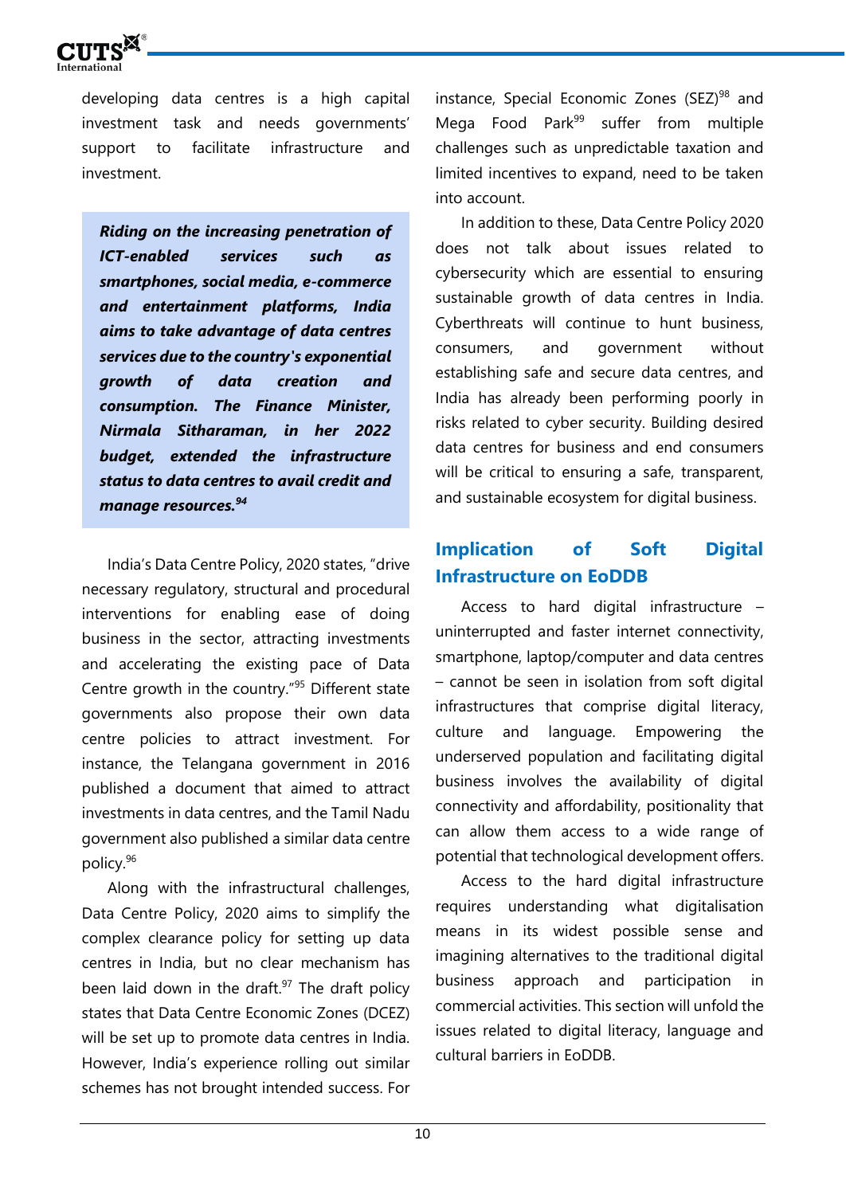developing data centres is a high capital investment task and needs governments' support to facilitate infrastructure and investment.

***Riding on the increasing penetration of ICT-enabled services such as smartphones, social media, e-commerce and entertainment platforms, India aims to take advantage of data centres services due to the country's exponential growth of data creation and consumption. The Finance Minister, Nirmala Sitharaman, in her 2022 budget, extended the infrastructure status to data centres to avail credit and manage resources.*** [94]

India's Data Centre Policy, 2020 states, "drive necessary regulatory, structural and procedural interventions for enabling ease of doing business in the sector, attracting investments and accelerating the existing pace of Data Centre growth in the country."[95] Different state governments also propose their own data centre policies to attract investment. For instance, the Telangana government in 2016 published a document that aimed to attract investments in data centres, and the Tamil Nadu government also published a similar data centre policy.[96]

Along with the infrastructural challenges, Data Centre Policy, 2020 aims to simplify the complex clearance policy for setting up data centres in India, but no clear mechanism has been laid down in the draft.[97] The draft policy states that Data Centre Economic Zones (DCEZ) will be set up to promote data centres in India. However, India's experience rolling out similar schemes has not brought intended success. For instance, Special Economic Zones (SEZ)[98] and Mega Food Park[99] suffer from multiple challenges such as unpredictable taxation and limited incentives to expand, need to be taken into account.

In addition to these, Data Centre Policy 2020 does not talk about issues related to cybersecurity which are essential to ensuring sustainable growth of data centres in India. Cyberthreats will continue to hunt business, consumers, and government without establishing safe and secure data centres, and India has already been performing poorly in risks related to cyber security. Building desired data centres for business and end consumers will be critical to ensuring a safe, transparent, and sustainable ecosystem for digital business.

## Implication of Soft Digital Infrastructure on EoDDB

Access to hard digital infrastructure – uninterrupted and faster internet connectivity, smartphone, laptop/computer and data centres – cannot be seen in isolation from soft digital infrastructures that comprise digital literacy, culture and language. Empowering the underserved population and facilitating digital business involves the availability of digital connectivity and affordability, positionality that can allow them access to a wide range of potential that technological development offers.

Access to the hard digital infrastructure requires understanding what digitalisation means in its widest possible sense and imagining alternatives to the traditional digital business approach and participation in commercial activities. This section will unfold the issues related to digital literacy, language and cultural barriers in EoDDB.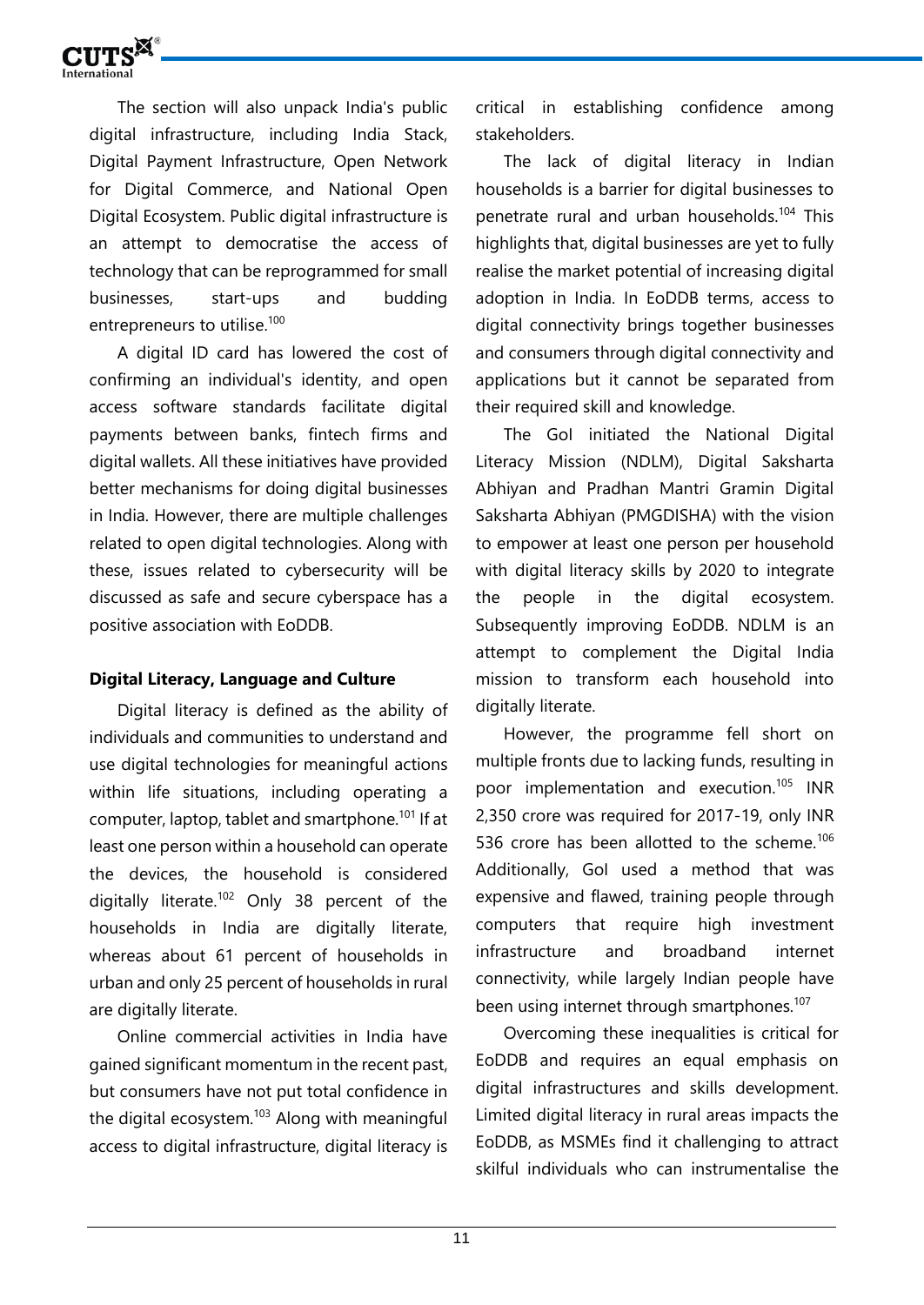The section will also unpack India's public digital infrastructure, including India Stack, Digital Payment Infrastructure, Open Network for Digital Commerce, and National Open Digital Ecosystem. Public digital infrastructure is an attempt to democratise the access of technology that can be reprogrammed for small businesses, start-ups and budding entrepreneurs to utilise.[100]

A digital ID card has lowered the cost of confirming an individual's identity, and open access software standards facilitate digital payments between banks, fintech firms and digital wallets. All these initiatives have provided better mechanisms for doing digital businesses in India. However, there are multiple challenges related to open digital technologies. Along with these, issues related to cybersecurity will be discussed as safe and secure cyberspace has a positive association with EoDDB.

**Digital Literacy, Language and Culture**

Digital literacy is defined as the ability of individuals and communities to understand and use digital technologies for meaningful actions within life situations, including operating a computer, laptop, tablet and smartphone.[101] If at least one person within a household can operate the devices, the household is considered digitally literate.[102] Only 38 percent of the households in India are digitally literate, whereas about 61 percent of households in urban and only 25 percent of households in rural are digitally literate.

Online commercial activities in India have gained significant momentum in the recent past, but consumers have not put total confidence in the digital ecosystem.[103] Along with meaningful access to digital infrastructure, digital literacy is critical in establishing confidence among stakeholders.

The lack of digital literacy in Indian households is a barrier for digital businesses to penetrate rural and urban households.[104] This highlights that, digital businesses are yet to fully realise the market potential of increasing digital adoption in India. In EoDDB terms, access to digital connectivity brings together businesses and consumers through digital connectivity and applications but it cannot be separated from their required skill and knowledge.

The GoI initiated the National Digital Literacy Mission (NDLM), Digital Saksharta Abhiyan and Pradhan Mantri Gramin Digital Saksharta Abhiyan (PMGDISHA) with the vision to empower at least one person per household with digital literacy skills by 2020 to integrate the people in the digital ecosystem. Subsequently improving EoDDB. NDLM is an attempt to complement the Digital India mission to transform each household into digitally literate.

However, the programme fell short on multiple fronts due to lacking funds, resulting in poor implementation and execution.[105] INR 2,350 crore was required for 2017-19, only INR 536 crore has been allotted to the scheme.[106] Additionally, GoI used a method that was expensive and flawed, training people through computers that require high investment infrastructure and broadband internet connectivity, while largely Indian people have been using internet through smartphones.[107]

Overcoming these inequalities is critical for EoDDB and requires an equal emphasis on digital infrastructures and skills development. Limited digital literacy in rural areas impacts the EoDDB, as MSMEs find it challenging to attract skilful individuals who can instrumentalise the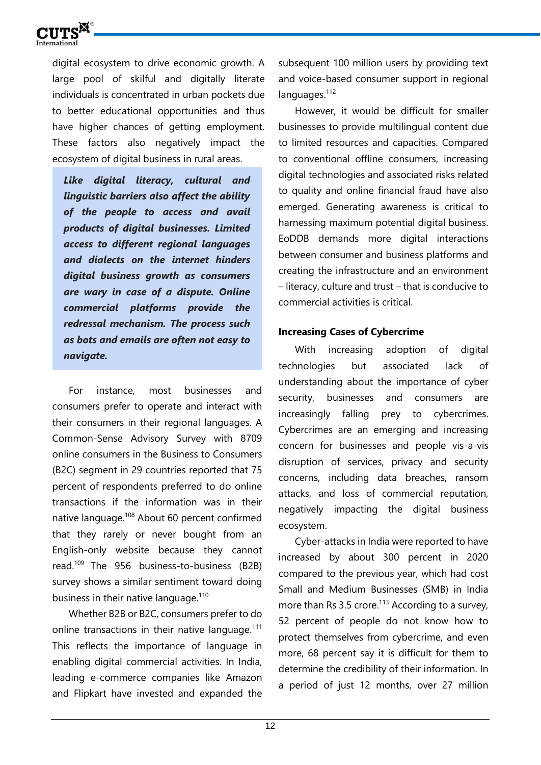digital ecosystem to drive economic growth. A large pool of skilful and digitally literate individuals is concentrated in urban pockets due to better educational opportunities and thus have higher chances of getting employment. These factors also negatively impact the ecosystem of digital business in rural areas.

> ***Like digital literacy, cultural and linguistic barriers also affect the ability of the people to access and avail products of digital businesses. Limited access to different regional languages and dialects on the internet hinders digital business growth as consumers are wary in case of a dispute. Online commercial platforms provide the redressal mechanism. The process such as bots and emails are often not easy to navigate.***

For instance, most businesses and consumers prefer to operate and interact with their consumers in their regional languages. A Common-Sense Advisory Survey with 8709 online consumers in the Business to Consumers (B2C) segment in 29 countries reported that 75 percent of respondents preferred to do online transactions if the information was in their native language.[108] About 60 percent confirmed that they rarely or never bought from an English-only website because they cannot read.[109] The 956 business-to-business (B2B) survey shows a similar sentiment toward doing business in their native language.[110]

Whether B2B or B2C, consumers prefer to do online transactions in their native language.[111] This reflects the importance of language in enabling digital commercial activities. In India, leading e-commerce companies like Amazon and Flipkart have invested and expanded the subsequent 100 million users by providing text and voice-based consumer support in regional languages.[112]

However, it would be difficult for smaller businesses to provide multilingual content due to limited resources and capacities. Compared to conventional offline consumers, increasing digital technologies and associated risks related to quality and online financial fraud have also emerged. Generating awareness is critical to harnessing maximum potential digital business. EoDDB demands more digital interactions between consumer and business platforms and creating the infrastructure and an environment – literacy, culture and trust – that is conducive to commercial activities is critical.

#### Increasing Cases of Cybercrime

With increasing adoption of digital technologies but associated lack of understanding about the importance of cyber security, businesses and consumers are increasingly falling prey to cybercrimes. Cybercrimes are an emerging and increasing concern for businesses and people vis-a-vis disruption of services, privacy and security concerns, including data breaches, ransom attacks, and loss of commercial reputation, negatively impacting the digital business ecosystem.

Cyber-attacks in India were reported to have increased by about 300 percent in 2020 compared to the previous year, which had cost Small and Medium Businesses (SMB) in India more than Rs 3.5 crore.[113] According to a survey, 52 percent of people do not know how to protect themselves from cybercrime, and even more, 68 percent say it is difficult for them to determine the credibility of their information. In a period of just 12 months, over 27 million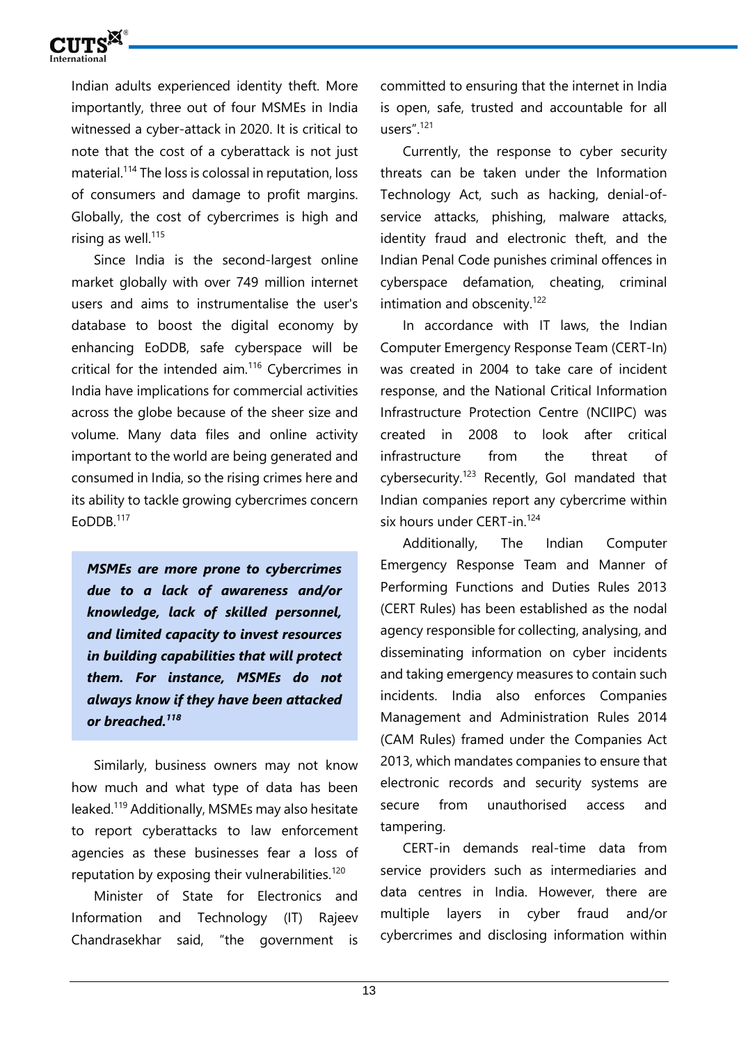Indian adults experienced identity theft. More importantly, three out of four MSMEs in India witnessed a cyber-attack in 2020. It is critical to note that the cost of a cyberattack is not just material.[114] The loss is colossal in reputation, loss of consumers and damage to profit margins. Globally, the cost of cybercrimes is high and rising as well.[115]

Since India is the second-largest online market globally with over 749 million internet users and aims to instrumentalise the user's database to boost the digital economy by enhancing EoDDB, safe cyberspace will be critical for the intended aim.[116] Cybercrimes in India have implications for commercial activities across the globe because of the sheer size and volume. Many data files and online activity important to the world are being generated and consumed in India, so the rising crimes here and its ability to tackle growing cybercrimes concern EoDDB.[117]

***MSMEs are more prone to cybercrimes due to a lack of awareness and/or knowledge, lack of skilled personnel, and limited capacity to invest resources in building capabilities that will protect them. For instance, MSMEs do not always know if they have been attacked or breached.[118]***

Similarly, business owners may not know how much and what type of data has been leaked.[119] Additionally, MSMEs may also hesitate to report cyberattacks to law enforcement agencies as these businesses fear a loss of reputation by exposing their vulnerabilities.[120]

Minister of State for Electronics and Information and Technology (IT) Rajeev Chandrasekhar said, "the government is committed to ensuring that the internet in India is open, safe, trusted and accountable for all users".[121]

Currently, the response to cyber security threats can be taken under the Information Technology Act, such as hacking, denial-of-service attacks, phishing, malware attacks, identity fraud and electronic theft, and the Indian Penal Code punishes criminal offences in cyberspace defamation, cheating, criminal intimation and obscenity.[122]

In accordance with IT laws, the Indian Computer Emergency Response Team (CERT-In) was created in 2004 to take care of incident response, and the National Critical Information Infrastructure Protection Centre (NCIIPC) was created in 2008 to look after critical infrastructure from the threat of cybersecurity.[123] Recently, GoI mandated that Indian companies report any cybercrime within six hours under CERT-in.[124]

Additionally, The Indian Computer Emergency Response Team and Manner of Performing Functions and Duties Rules 2013 (CERT Rules) has been established as the nodal agency responsible for collecting, analysing, and disseminating information on cyber incidents and taking emergency measures to contain such incidents. India also enforces Companies Management and Administration Rules 2014 (CAM Rules) framed under the Companies Act 2013, which mandates companies to ensure that electronic records and security systems are secure from unauthorised access and tampering.

CERT-in demands real-time data from service providers such as intermediaries and data centres in India. However, there are multiple layers in cyber fraud and/or cybercrimes and disclosing information within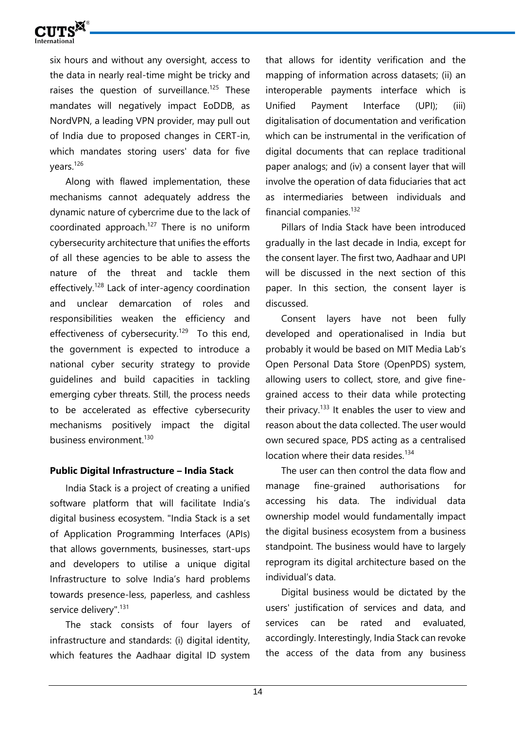six hours and without any oversight, access to the data in nearly real-time might be tricky and raises the question of surveillance.[125] These mandates will negatively impact EoDDB, as NordVPN, a leading VPN provider, may pull out of India due to proposed changes in CERT-in, which mandates storing users' data for five years.[126]

Along with flawed implementation, these mechanisms cannot adequately address the dynamic nature of cybercrime due to the lack of coordinated approach.[127] There is no uniform cybersecurity architecture that unifies the efforts of all these agencies to be able to assess the nature of the threat and tackle them effectively.[128] Lack of inter-agency coordination and unclear demarcation of roles and responsibilities weaken the efficiency and effectiveness of cybersecurity.[129] To this end, the government is expected to introduce a national cyber security strategy to provide guidelines and build capacities in tackling emerging cyber threats. Still, the process needs to be accelerated as effective cybersecurity mechanisms positively impact the digital business environment.[130]

**Public Digital Infrastructure – India Stack**

India Stack is a project of creating a unified software platform that will facilitate India's digital business ecosystem. "India Stack is a set of Application Programming Interfaces (APIs) that allows governments, businesses, start-ups and developers to utilise a unique digital Infrastructure to solve India's hard problems towards presence-less, paperless, and cashless service delivery".[131]

The stack consists of four layers of infrastructure and standards: (i) digital identity, which features the Aadhaar digital ID system that allows for identity verification and the mapping of information across datasets; (ii) an interoperable payments interface which is Unified Payment Interface (UPI); (iii) digitalisation of documentation and verification which can be instrumental in the verification of digital documents that can replace traditional paper analogs; and (iv) a consent layer that will involve the operation of data fiduciaries that act as intermediaries between individuals and financial companies.[132]

Pillars of India Stack have been introduced gradually in the last decade in India, except for the consent layer. The first two, Aadhaar and UPI will be discussed in the next section of this paper. In this section, the consent layer is discussed.

Consent layers have not been fully developed and operationalised in India but probably it would be based on MIT Media Lab's Open Personal Data Store (OpenPDS) system, allowing users to collect, store, and give fine-grained access to their data while protecting their privacy.[133] It enables the user to view and reason about the data collected. The user would own secured space, PDS acting as a centralised location where their data resides.[134]

The user can then control the data flow and manage fine-grained authorisations for accessing his data. The individual data ownership model would fundamentally impact the digital business ecosystem from a business standpoint. The business would have to largely reprogram its digital architecture based on the individual's data.

Digital business would be dictated by the users' justification of services and data, and services can be rated and evaluated, accordingly. Interestingly, India Stack can revoke the access of the data from any business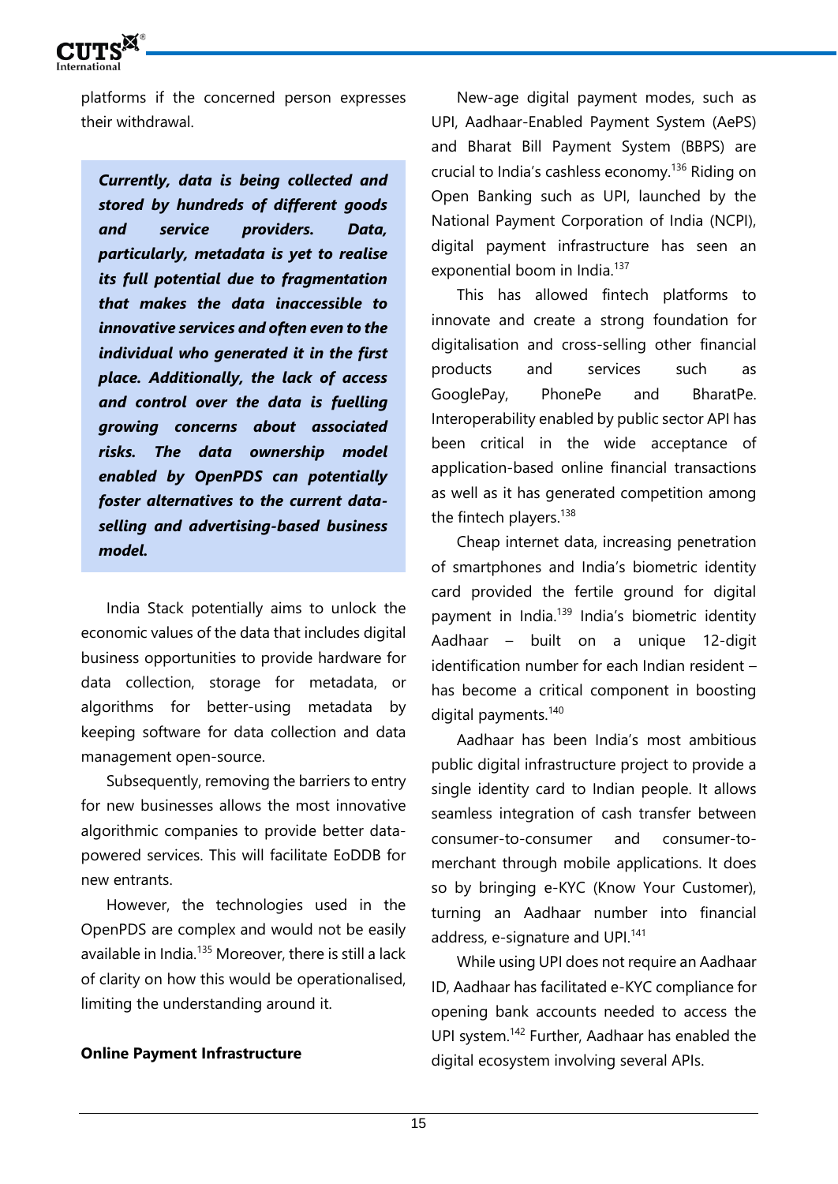platforms if the concerned person expresses their withdrawal.

***Currently, data is being collected and stored by hundreds of different goods and service providers. Data, particularly, metadata is yet to realise its full potential due to fragmentation that makes the data inaccessible to innovative services and often even to the individual who generated it in the first place. Additionally, the lack of access and control over the data is fuelling growing concerns about associated risks. The data ownership model enabled by OpenPDS can potentially foster alternatives to the current data-selling and advertising-based business model.***

India Stack potentially aims to unlock the economic values of the data that includes digital business opportunities to provide hardware for data collection, storage for metadata, or algorithms for better-using metadata by keeping software for data collection and data management open-source.

Subsequently, removing the barriers to entry for new businesses allows the most innovative algorithmic companies to provide better data-powered services. This will facilitate EoDDB for new entrants.

However, the technologies used in the OpenPDS are complex and would not be easily available in India.[135] Moreover, there is still a lack of clarity on how this would be operationalised, limiting the understanding around it.

**Online Payment Infrastructure**

New-age digital payment modes, such as UPI, Aadhaar-Enabled Payment System (AePS) and Bharat Bill Payment System (BBPS) are crucial to India's cashless economy.[136] Riding on Open Banking such as UPI, launched by the National Payment Corporation of India (NCPI), digital payment infrastructure has seen an exponential boom in India.[137]

This has allowed fintech platforms to innovate and create a strong foundation for digitalisation and cross-selling other financial products and services such as GooglePay, PhonePe and BharatPe. Interoperability enabled by public sector API has been critical in the wide acceptance of application-based online financial transactions as well as it has generated competition among the fintech players.[138]

Cheap internet data, increasing penetration of smartphones and India's biometric identity card provided the fertile ground for digital payment in India.[139] India's biometric identity Aadhaar – built on a unique 12-digit identification number for each Indian resident – has become a critical component in boosting digital payments.[140]

Aadhaar has been India's most ambitious public digital infrastructure project to provide a single identity card to Indian people. It allows seamless integration of cash transfer between consumer-to-consumer and consumer-to-merchant through mobile applications. It does so by bringing e-KYC (Know Your Customer), turning an Aadhaar number into financial address, e-signature and UPI.[141]

While using UPI does not require an Aadhaar ID, Aadhaar has facilitated e-KYC compliance for opening bank accounts needed to access the UPI system.[142] Further, Aadhaar has enabled the digital ecosystem involving several APIs.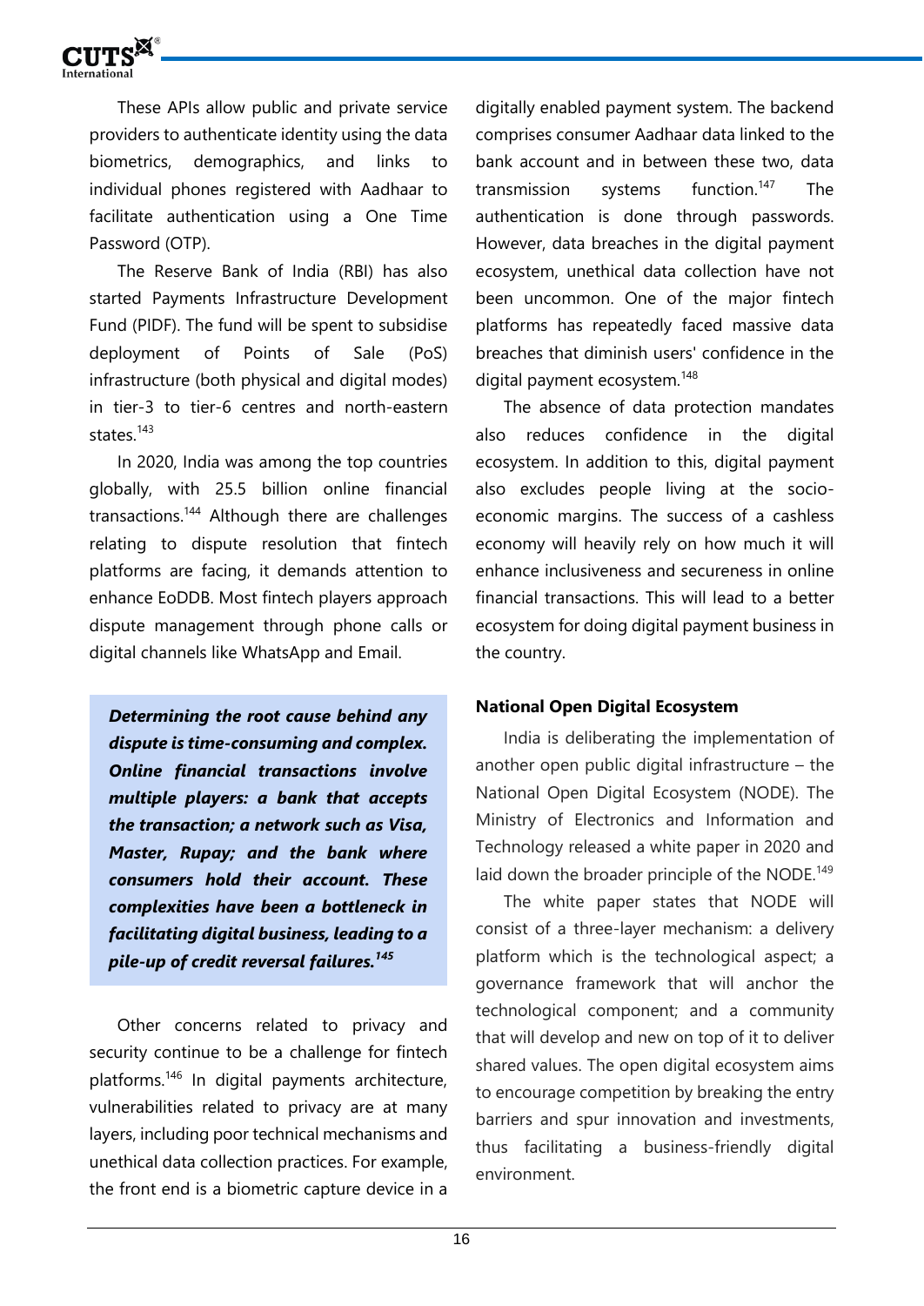These APIs allow public and private service providers to authenticate identity using the data biometrics, demographics, and links to individual phones registered with Aadhaar to facilitate authentication using a One Time Password (OTP).

The Reserve Bank of India (RBI) has also started Payments Infrastructure Development Fund (PIDF). The fund will be spent to subsidise deployment of Points of Sale (PoS) infrastructure (both physical and digital modes) in tier-3 to tier-6 centres and north-eastern states.[143]

In 2020, India was among the top countries globally, with 25.5 billion online financial transactions.[144] Although there are challenges relating to dispute resolution that fintech platforms are facing, it demands attention to enhance EoDDB. Most fintech players approach dispute management through phone calls or digital channels like WhatsApp and Email.

> ***Determining the root cause behind any dispute is time-consuming and complex. Online financial transactions involve multiple players: a bank that accepts the transaction; a network such as Visa, Master, Rupay; and the bank where consumers hold their account. These complexities have been a bottleneck in facilitating digital business, leading to a pile-up of credit reversal failures.[145]***

Other concerns related to privacy and security continue to be a challenge for fintech platforms.[146] In digital payments architecture, vulnerabilities related to privacy are at many layers, including poor technical mechanisms and unethical data collection practices. For example, the front end is a biometric capture device in a digitally enabled payment system. The backend comprises consumer Aadhaar data linked to the bank account and in between these two, data transmission systems function.[147] The authentication is done through passwords. However, data breaches in the digital payment ecosystem, unethical data collection have not been uncommon. One of the major fintech platforms has repeatedly faced massive data breaches that diminish users' confidence in the digital payment ecosystem.[148]

The absence of data protection mandates also reduces confidence in the digital ecosystem. In addition to this, digital payment also excludes people living at the socio-economic margins. The success of a cashless economy will heavily rely on how much it will enhance inclusiveness and secureness in online financial transactions. This will lead to a better ecosystem for doing digital payment business in the country.

### National Open Digital Ecosystem

India is deliberating the implementation of another open public digital infrastructure – the National Open Digital Ecosystem (NODE). The Ministry of Electronics and Information and Technology released a white paper in 2020 and laid down the broader principle of the NODE.[149]

The white paper states that NODE will consist of a three-layer mechanism: a delivery platform which is the technological aspect; a governance framework that will anchor the technological component; and a community that will develop and new on top of it to deliver shared values. The open digital ecosystem aims to encourage competition by breaking the entry barriers and spur innovation and investments, thus facilitating a business-friendly digital environment.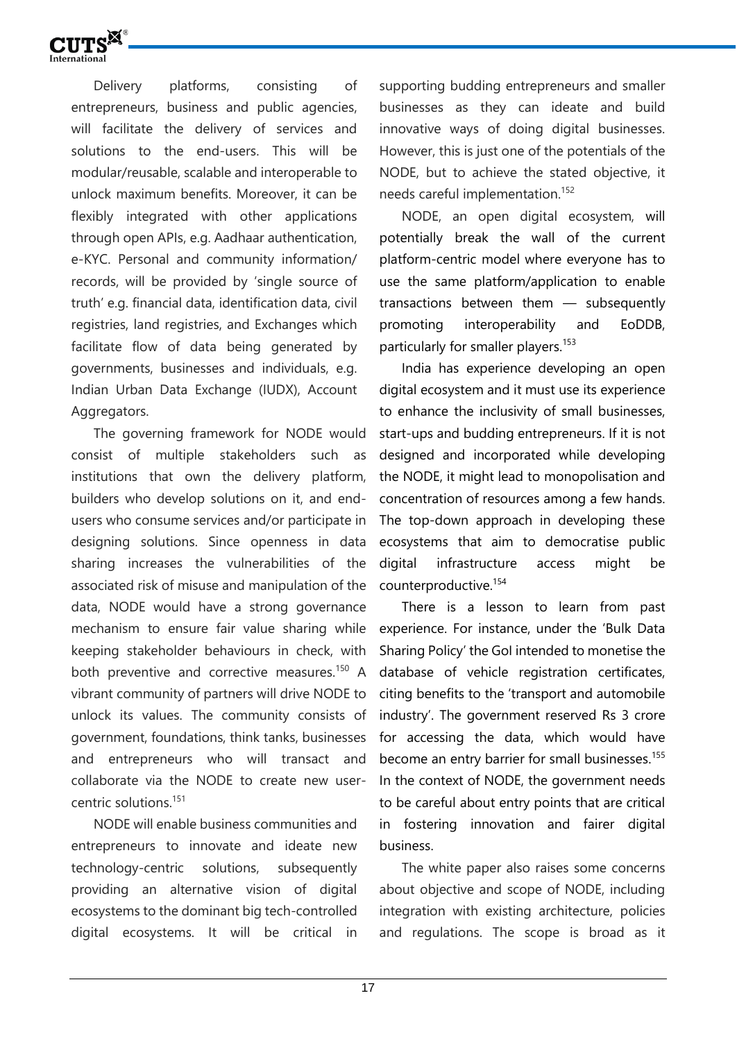Delivery platforms, consisting of entrepreneurs, business and public agencies, will facilitate the delivery of services and solutions to the end-users. This will be modular/reusable, scalable and interoperable to unlock maximum benefits. Moreover, it can be flexibly integrated with other applications through open APIs, e.g. Aadhaar authentication, e-KYC. Personal and community information/ records, will be provided by 'single source of truth' e.g. financial data, identification data, civil registries, land registries, and Exchanges which facilitate flow of data being generated by governments, businesses and individuals, e.g. Indian Urban Data Exchange (IUDX), Account Aggregators.

The governing framework for NODE would consist of multiple stakeholders such as institutions that own the delivery platform, builders who develop solutions on it, and end-users who consume services and/or participate in designing solutions. Since openness in data sharing increases the vulnerabilities of the associated risk of misuse and manipulation of the data, NODE would have a strong governance mechanism to ensure fair value sharing while keeping stakeholder behaviours in check, with both preventive and corrective measures.[150] A vibrant community of partners will drive NODE to unlock its values. The community consists of government, foundations, think tanks, businesses and entrepreneurs who will transact and collaborate via the NODE to create new user-centric solutions.[151]

NODE will enable business communities and entrepreneurs to innovate and ideate new technology-centric solutions, subsequently providing an alternative vision of digital ecosystems to the dominant big tech-controlled digital ecosystems. It will be critical in supporting budding entrepreneurs and smaller businesses as they can ideate and build innovative ways of doing digital businesses. However, this is just one of the potentials of the NODE, but to achieve the stated objective, it needs careful implementation.[152]

NODE, an open digital ecosystem, will potentially break the wall of the current platform-centric model where everyone has to use the same platform/application to enable transactions between them — subsequently promoting interoperability and EoDDB, particularly for smaller players.[153]

India has experience developing an open digital ecosystem and it must use its experience to enhance the inclusivity of small businesses, start-ups and budding entrepreneurs. If it is not designed and incorporated while developing the NODE, it might lead to monopolisation and concentration of resources among a few hands. The top-down approach in developing these ecosystems that aim to democratise public digital infrastructure access might be counterproductive.[154]

There is a lesson to learn from past experience. For instance, under the 'Bulk Data Sharing Policy' the GoI intended to monetise the database of vehicle registration certificates, citing benefits to the 'transport and automobile industry'. The government reserved Rs 3 crore for accessing the data, which would have become an entry barrier for small businesses.[155] In the context of NODE, the government needs to be careful about entry points that are critical in fostering innovation and fairer digital business.

The white paper also raises some concerns about objective and scope of NODE, including integration with existing architecture, policies and regulations. The scope is broad as it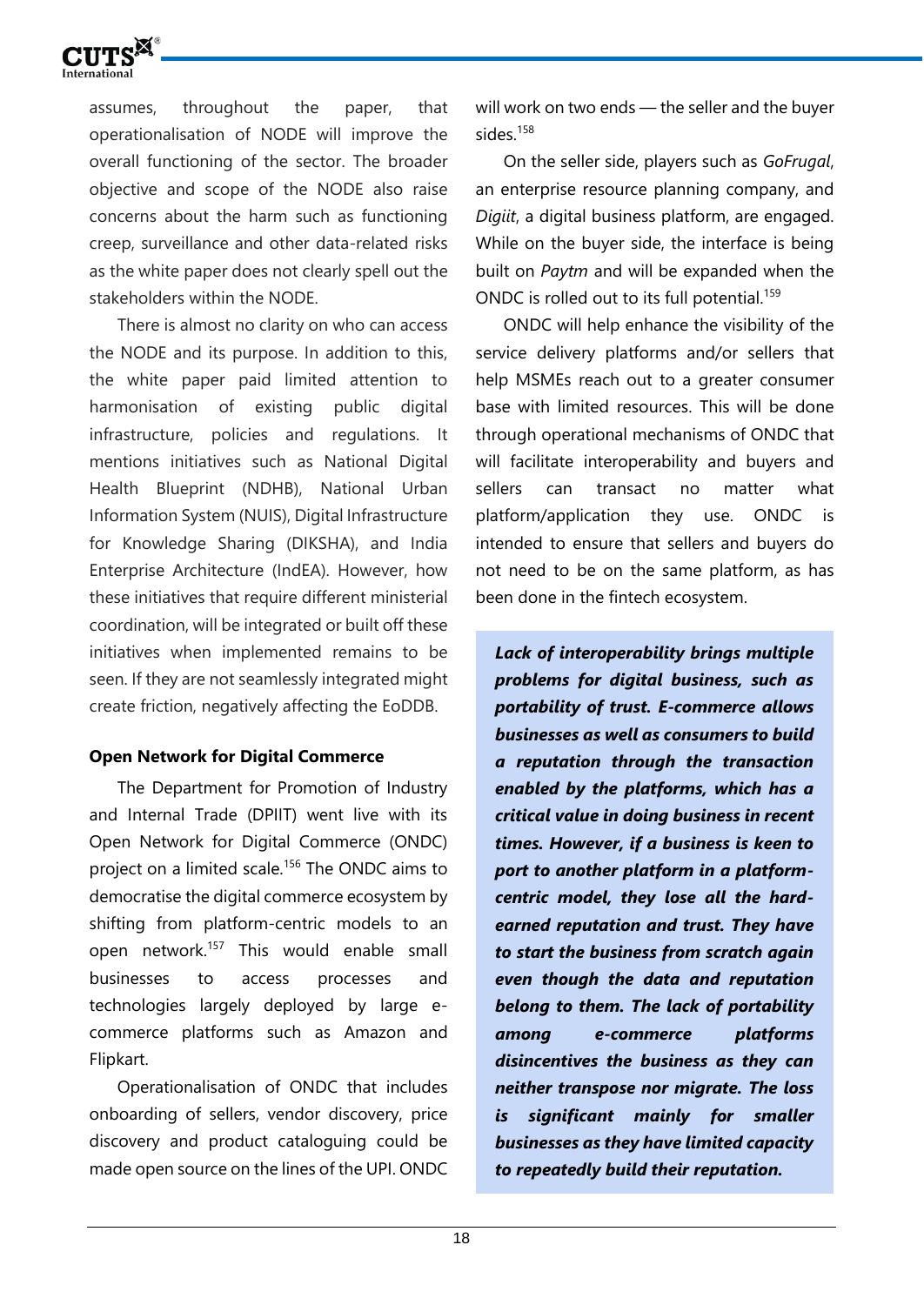assumes, throughout the paper, that operationalisation of NODE will improve the overall functioning of the sector. The broader objective and scope of the NODE also raise concerns about the harm such as functioning creep, surveillance and other data-related risks as the white paper does not clearly spell out the stakeholders within the NODE.

There is almost no clarity on who can access the NODE and its purpose. In addition to this, the white paper paid limited attention to harmonisation of existing public digital infrastructure, policies and regulations. It mentions initiatives such as National Digital Health Blueprint (NDHB), National Urban Information System (NUIS), Digital Infrastructure for Knowledge Sharing (DIKSHA), and India Enterprise Architecture (IndEA). However, how these initiatives that require different ministerial coordination, will be integrated or built off these initiatives when implemented remains to be seen. If they are not seamlessly integrated might create friction, negatively affecting the EoDDB.

**Open Network for Digital Commerce**

The Department for Promotion of Industry and Internal Trade (DPIIT) went live with its Open Network for Digital Commerce (ONDC) project on a limited scale.[156] The ONDC aims to democratise the digital commerce ecosystem by shifting from platform-centric models to an open network.[157] This would enable small businesses to access processes and technologies largely deployed by large e-commerce platforms such as Amazon and Flipkart.

Operationalisation of ONDC that includes onboarding of sellers, vendor discovery, price discovery and product cataloguing could be made open source on the lines of the UPI. ONDC will work on two ends — the seller and the buyer sides.[158]

On the seller side, players such as *GoFrugal*, an enterprise resource planning company, and *Digiit*, a digital business platform, are engaged. While on the buyer side, the interface is being built on *Paytm* and will be expanded when the ONDC is rolled out to its full potential.[159]

ONDC will help enhance the visibility of the service delivery platforms and/or sellers that help MSMEs reach out to a greater consumer base with limited resources. This will be done through operational mechanisms of ONDC that will facilitate interoperability and buyers and sellers can transact no matter what platform/application they use. ONDC is intended to ensure that sellers and buyers do not need to be on the same platform, as has been done in the fintech ecosystem.

***Lack of interoperability brings multiple problems for digital business, such as portability of trust. E-commerce allows businesses as well as consumers to build a reputation through the transaction enabled by the platforms, which has a critical value in doing business in recent times. However, if a business is keen to port to another platform in a platform-centric model, they lose all the hard-earned reputation and trust. They have to start the business from scratch again even though the data and reputation belong to them. The lack of portability among e-commerce platforms disincentives the business as they can neither transpose nor migrate. The loss is significant mainly for smaller businesses as they have limited capacity to repeatedly build their reputation.***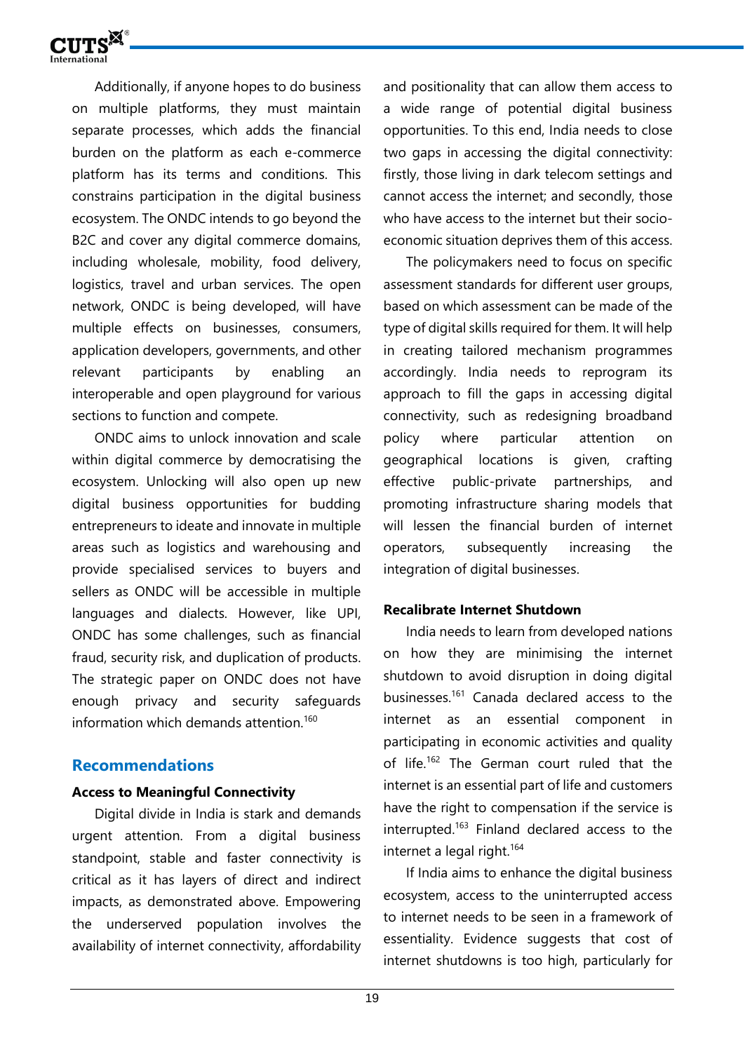Additionally, if anyone hopes to do business on multiple platforms, they must maintain separate processes, which adds the financial burden on the platform as each e-commerce platform has its terms and conditions. This constrains participation in the digital business ecosystem. The ONDC intends to go beyond the B2C and cover any digital commerce domains, including wholesale, mobility, food delivery, logistics, travel and urban services. The open network, ONDC is being developed, will have multiple effects on businesses, consumers, application developers, governments, and other relevant participants by enabling an interoperable and open playground for various sections to function and compete.

ONDC aims to unlock innovation and scale within digital commerce by democratising the ecosystem. Unlocking will also open up new digital business opportunities for budding entrepreneurs to ideate and innovate in multiple areas such as logistics and warehousing and provide specialised services to buyers and sellers as ONDC will be accessible in multiple languages and dialects. However, like UPI, ONDC has some challenges, such as financial fraud, security risk, and duplication of products. The strategic paper on ONDC does not have enough privacy and security safeguards information which demands attention.[160]

## Recommendations

### Access to Meaningful Connectivity

Digital divide in India is stark and demands urgent attention. From a digital business standpoint, stable and faster connectivity is critical as it has layers of direct and indirect impacts, as demonstrated above. Empowering the underserved population involves the availability of internet connectivity, affordability and positionality that can allow them access to a wide range of potential digital business opportunities. To this end, India needs to close two gaps in accessing the digital connectivity: firstly, those living in dark telecom settings and cannot access the internet; and secondly, those who have access to the internet but their socio-economic situation deprives them of this access.

The policymakers need to focus on specific assessment standards for different user groups, based on which assessment can be made of the type of digital skills required for them. It will help in creating tailored mechanism programmes accordingly. India needs to reprogram its approach to fill the gaps in accessing digital connectivity, such as redesigning broadband policy where particular attention on geographical locations is given, crafting effective public-private partnerships, and promoting infrastructure sharing models that will lessen the financial burden of internet operators, subsequently increasing the integration of digital businesses.

### Recalibrate Internet Shutdown

India needs to learn from developed nations on how they are minimising the internet shutdown to avoid disruption in doing digital businesses.[161] Canada declared access to the internet as an essential component in participating in economic activities and quality of life.[162] The German court ruled that the internet is an essential part of life and customers have the right to compensation if the service is interrupted.[163] Finland declared access to the internet a legal right.[164]

If India aims to enhance the digital business ecosystem, access to the uninterrupted access to internet needs to be seen in a framework of essentiality. Evidence suggests that cost of internet shutdowns is too high, particularly for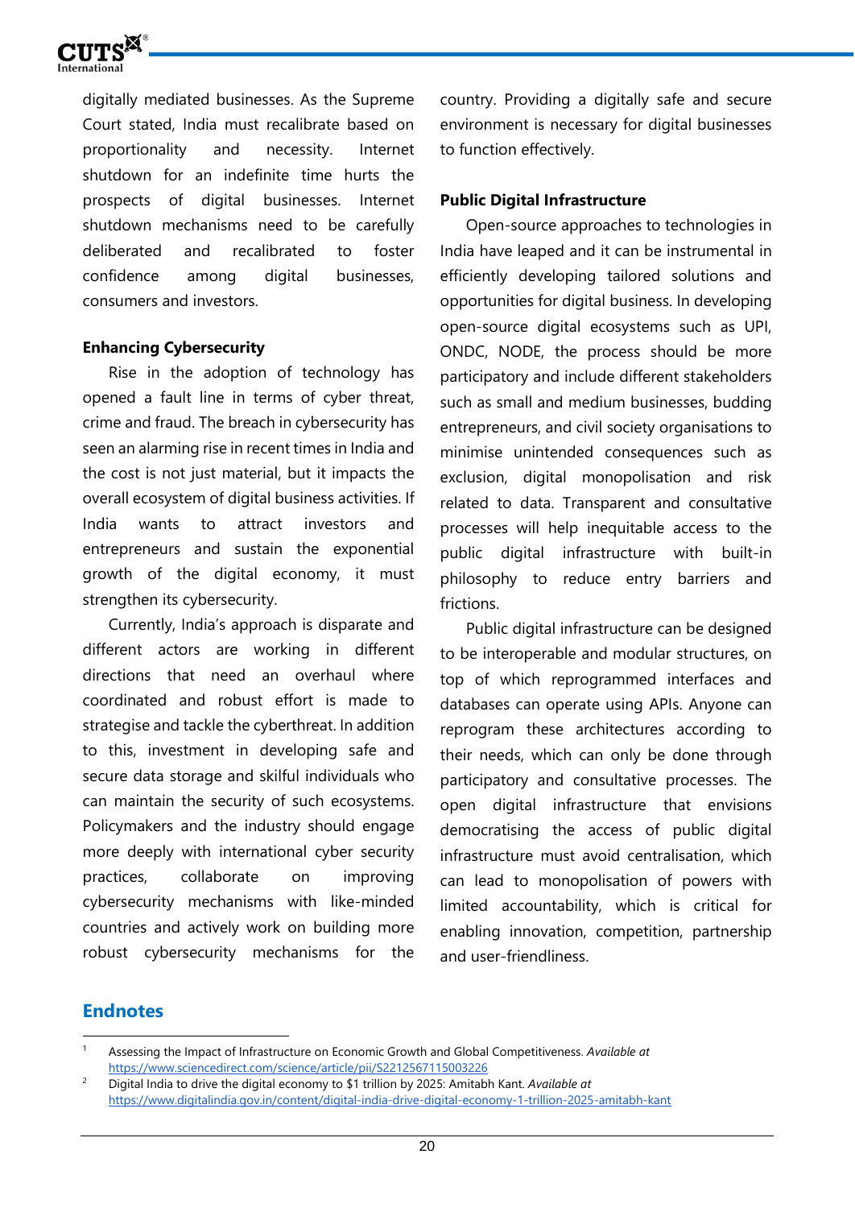digitally mediated businesses. As the Supreme Court stated, India must recalibrate based on proportionality and necessity. Internet shutdown for an indefinite time hurts the prospects of digital businesses. Internet shutdown mechanisms need to be carefully deliberated and recalibrated to foster confidence among digital businesses, consumers and investors.

**Enhancing Cybersecurity**

Rise in the adoption of technology has opened a fault line in terms of cyber threat, crime and fraud. The breach in cybersecurity has seen an alarming rise in recent times in India and the cost is not just material, but it impacts the overall ecosystem of digital business activities. If India wants to attract investors and entrepreneurs and sustain the exponential growth of the digital economy, it must strengthen its cybersecurity.

Currently, India's approach is disparate and different actors are working in different directions that need an overhaul where coordinated and robust effort is made to strategise and tackle the cyberthreat. In addition to this, investment in developing safe and secure data storage and skilful individuals who can maintain the security of such ecosystems. Policymakers and the industry should engage more deeply with international cyber security practices, collaborate on improving cybersecurity mechanisms with like-minded countries and actively work on building more robust cybersecurity mechanisms for the country. Providing a digitally safe and secure environment is necessary for digital businesses to function effectively.

**Public Digital Infrastructure**

Open-source approaches to technologies in India have leaped and it can be instrumental in efficiently developing tailored solutions and opportunities for digital business. In developing open-source digital ecosystems such as UPI, ONDC, NODE, the process should be more participatory and include different stakeholders such as small and medium businesses, budding entrepreneurs, and civil society organisations to minimise unintended consequences such as exclusion, digital monopolisation and risk related to data. Transparent and consultative processes will help inequitable access to the public digital infrastructure with built-in philosophy to reduce entry barriers and frictions.

Public digital infrastructure can be designed to be interoperable and modular structures, on top of which reprogrammed interfaces and databases can operate using APIs. Anyone can reprogram these architectures according to their needs, which can only be done through participatory and consultative processes. The open digital infrastructure that envisions democratising the access of public digital infrastructure must avoid centralisation, which can lead to monopolisation of powers with limited accountability, which is critical for enabling innovation, competition, partnership and user-friendliness.

## Endnotes

1. Assessing the Impact of Infrastructure on Economic Growth and Global Competitiveness. *Available at* https://www.sciencedirect.com/science/article/pii/S2212567115003226
2. Digital India to drive the digital economy to $1 trillion by 2025: Amitabh Kant. *Available at* https://www.digitalindia.gov.in/content/digital-india-drive-digital-economy-1-trillion-2025-amitabh-kant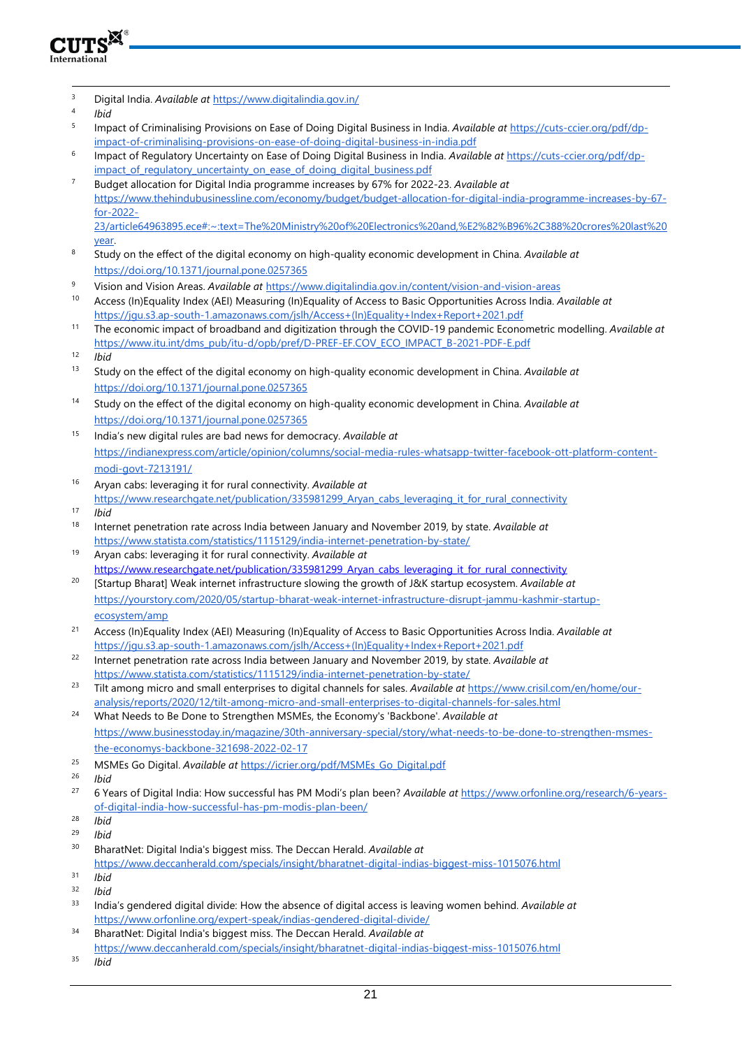[3] Digital India. *Available at* https://www.digitalindia.gov.in/

[4] *Ibid*

[5] Impact of Criminalising Provisions on Ease of Doing Digital Business in India. *Available at* https://cuts-ccier.org/pdf/dp-impact-of-criminalising-provisions-on-ease-of-doing-digital-business-in-india.pdf

[6] Impact of Regulatory Uncertainty on Ease of Doing Digital Business in India. *Available at* https://cuts-ccier.org/pdf/dp-impact_of_regulatory_uncertainty_on_ease_of_doing_digital_business.pdf

[7] Budget allocation for Digital India programme increases by 67% for 2022-23. *Available at* https://www.thehindubusinessline.com/economy/budget/budget-allocation-for-digital-india-programme-increases-by-67-for-2022-23/article64963895.ece#:~:text=The%20Ministry%20of%20Electronics%20and,%E2%82%B96%2C388%20crores%20last%20year.

[8] Study on the effect of the digital economy on high-quality economic development in China. *Available at* https://doi.org/10.1371/journal.pone.0257365

[9] Vision and Vision Areas. *Available at* https://www.digitalindia.gov.in/content/vision-and-vision-areas

[10] Access (In)Equality Index (AEI) Measuring (In)Equality of Access to Basic Opportunities Across India. *Available at* https://jgu.s3.ap-south-1.amazonaws.com/jslh/Access+(In)Equality+Index+Report+2021.pdf

[11] The economic impact of broadband and digitization through the COVID-19 pandemic Econometric modelling. *Available at* https://www.itu.int/dms_pub/itu-d/opb/pref/D-PREF-EF.COV_ECO_IMPACT_B-2021-PDF-E.pdf

[12] *Ibid*

[13] Study on the effect of the digital economy on high-quality economic development in China. *Available at* https://doi.org/10.1371/journal.pone.0257365

[14] Study on the effect of the digital economy on high-quality economic development in China. *Available at* https://doi.org/10.1371/journal.pone.0257365

[15] India's new digital rules are bad news for democracy. *Available at* https://indianexpress.com/article/opinion/columns/social-media-rules-whatsapp-twitter-facebook-ott-platform-content-modi-govt-7213191/

[16] Aryan cabs: leveraging it for rural connectivity. *Available at* https://www.researchgate.net/publication/335981299_Aryan_cabs_leveraging_it_for_rural_connectivity

[17] *Ibid*

[18] Internet penetration rate across India between January and November 2019, by state. *Available at* https://www.statista.com/statistics/1115129/india-internet-penetration-by-state/

[19] Aryan cabs: leveraging it for rural connectivity. *Available at* https://www.researchgate.net/publication/335981299_Aryan_cabs_leveraging_it_for_rural_connectivity

[20] [Startup Bharat] Weak internet infrastructure slowing the growth of J&K startup ecosystem. *Available at* https://yourstory.com/2020/05/startup-bharat-weak-internet-infrastructure-disrupt-jammu-kashmir-startup-ecosystem/amp

[21] Access (In)Equality Index (AEI) Measuring (In)Equality of Access to Basic Opportunities Across India. *Available at* https://jgu.s3.ap-south-1.amazonaws.com/jslh/Access+(In)Equality+Index+Report+2021.pdf

[22] Internet penetration rate across India between January and November 2019, by state. *Available at* https://www.statista.com/statistics/1115129/india-internet-penetration-by-state/

[23] Tilt among micro and small enterprises to digital channels for sales. *Available at* https://www.crisil.com/en/home/our-analysis/reports/2020/12/tilt-among-micro-and-small-enterprises-to-digital-channels-for-sales.html

[24] What Needs to Be Done to Strengthen MSMEs, the Economy's 'Backbone'. *Available at* https://www.businesstoday.in/magazine/30th-anniversary-special/story/what-needs-to-be-done-to-strengthen-msmes-the-economys-backbone-321698-2022-02-17

[25] MSMEs Go Digital. *Available at* https://icrier.org/pdf/MSMEs_Go_Digital.pdf

[26] *Ibid*

[27] 6 Years of Digital India: How successful has PM Modi's plan been? *Available at* https://www.orfonline.org/research/6-years-of-digital-india-how-successful-has-pm-modis-plan-been/

[28] *Ibid*

[29] *Ibid*

[30] BharatNet: Digital India's biggest miss. The Deccan Herald. *Available at* https://www.deccanherald.com/specials/insight/bharatnet-digital-indias-biggest-miss-1015076.html

[31] *Ibid*

[32] *Ibid*

[33] India's gendered digital divide: How the absence of digital access is leaving women behind. *Available at* https://www.orfonline.org/expert-speak/indias-gendered-digital-divide/

[34] BharatNet: Digital India's biggest miss. The Deccan Herald. *Available at* https://www.deccanherald.com/specials/insight/bharatnet-digital-indias-biggest-miss-1015076.html

[35] *Ibid*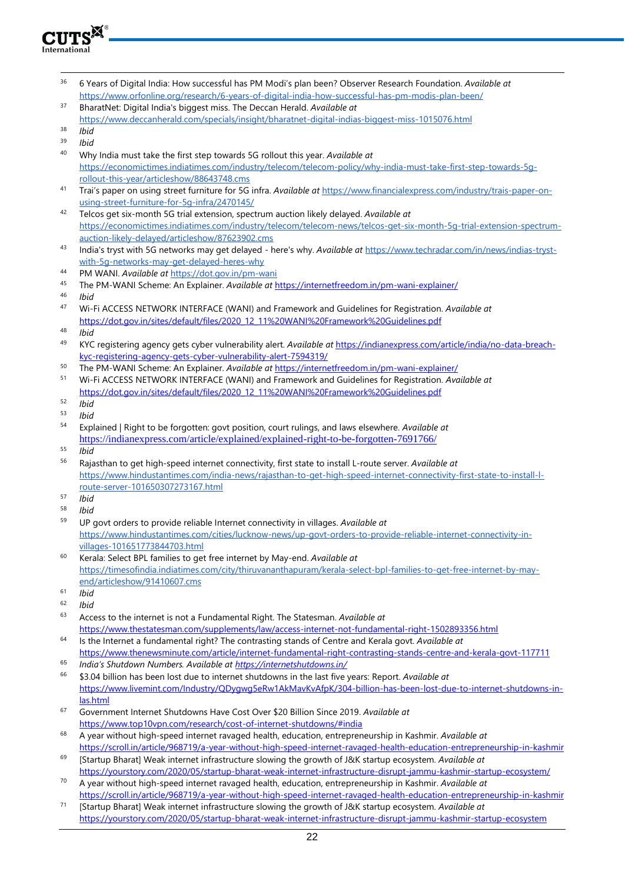[36] 6 Years of Digital India: How successful has PM Modi's plan been? Observer Research Foundation. *Available at* https://www.orfonline.org/research/6-years-of-digital-india-how-successful-has-pm-modis-plan-been/

[37] BharatNet: Digital India's biggest miss. The Deccan Herald. *Available at* https://www.deccanherald.com/specials/insight/bharatnet-digital-indias-biggest-miss-1015076.html

[38] *Ibid*

[39] *Ibid*

[40] Why India must take the first step towards 5G rollout this year. *Available at* https://economictimes.indiatimes.com/industry/telecom/telecom-policy/why-india-must-take-first-step-towards-5g-rollout-this-year/articleshow/88643748.cms

[41] Trai's paper on using street furniture for 5G infra. *Available at* https://www.financialexpress.com/industry/trais-paper-on-using-street-furniture-for-5g-infra/2470145/

[42] Telcos get six-month 5G trial extension, spectrum auction likely delayed. *Available at* https://economictimes.indiatimes.com/industry/telecom/telecom-news/telcos-get-six-month-5g-trial-extension-spectrum-auction-likely-delayed/articleshow/87623902.cms

[43] India's tryst with 5G networks may get delayed - here's why. *Available at* https://www.techradar.com/in/news/indias-tryst-with-5g-networks-may-get-delayed-heres-why

[44] PM WANI. *Available at* https://dot.gov.in/pm-wani

[45] The PM-WANI Scheme: An Explainer. *Available at* https://internetfreedom.in/pm-wani-explainer/

[46] *Ibid*

[47] Wi-Fi ACCESS NETWORK INTERFACE (WANI) and Framework and Guidelines for Registration. *Available at* https://dot.gov.in/sites/default/files/2020_12_11%20WANI%20Framework%20Guidelines.pdf

[48] *Ibid*

[49] KYC registering agency gets cyber vulnerability alert. *Available at* https://indianexpress.com/article/india/no-data-breach-kyc-registering-agency-gets-cyber-vulnerability-alert-7594319/

[50] The PM-WANI Scheme: An Explainer. *Available at* https://internetfreedom.in/pm-wani-explainer/

[51] Wi-Fi ACCESS NETWORK INTERFACE (WANI) and Framework and Guidelines for Registration. *Available at* https://dot.gov.in/sites/default/files/2020_12_11%20WANI%20Framework%20Guidelines.pdf

[52] *Ibid*

[53] *Ibid*

[54] Explained | Right to be forgotten: govt position, court rulings, and laws elsewhere. *Available at* https://indianexpress.com/article/explained/explained-right-to-be-forgotten-7691766/

[55] *Ibid*

[56] Rajasthan to get high-speed internet connectivity, first state to install L-route server. *Available at* https://www.hindustantimes.com/india-news/rajasthan-to-get-high-speed-internet-connectivity-first-state-to-install-l-route-server-101650307273167.html

[57] *Ibid*

[58] *Ibid*

[59] UP govt orders to provide reliable Internet connectivity in villages. *Available at* https://www.hindustantimes.com/cities/lucknow-news/up-govt-orders-to-provide-reliable-internet-connectivity-in-villages-101651773844703.html

[60] Kerala: Select BPL families to get free internet by May-end. *Available at* https://timesofindia.indiatimes.com/city/thiruvananthapuram/kerala-select-bpl-families-to-get-free-internet-by-may-end/articleshow/91410607.cms

[61] *Ibid*

[62] *Ibid*

[63] Access to the internet is not a Fundamental Right. The Statesman. *Available at* https://www.thestatesman.com/supplements/law/access-internet-not-fundamental-right-1502893356.html

[64] Is the Internet a fundamental right? The contrasting stands of Centre and Kerala govt. *Available at* https://www.thenewsminute.com/article/internet-fundamental-right-contrasting-stands-centre-and-kerala-govt-117711

[65] *India's Shutdown Numbers. Available at https://internetshutdowns.in/*

[66] $3.04 billion has been lost due to internet shutdowns in the last five years: Report. *Available at* https://www.livemint.com/Industry/QDygwg5eRw1AkMavKvAfpK/304-billion-has-been-lost-due-to-internet-shutdowns-in-las.html

[67] Government Internet Shutdowns Have Cost Over $20 Billion Since 2019. *Available at* https://www.top10vpn.com/research/cost-of-internet-shutdowns/#india

[68] A year without high-speed internet ravaged health, education, entrepreneurship in Kashmir. *Available at* https://scroll.in/article/968719/a-year-without-high-speed-internet-ravaged-health-education-entrepreneurship-in-kashmir

[69] [Startup Bharat] Weak internet infrastructure slowing the growth of J&K startup ecosystem. *Available at* https://yourstory.com/2020/05/startup-bharat-weak-internet-infrastructure-disrupt-jammu-kashmir-startup-ecosystem/

[70] A year without high-speed internet ravaged health, education, entrepreneurship in Kashmir. *Available at* https://scroll.in/article/968719/a-year-without-high-speed-internet-ravaged-health-education-entrepreneurship-in-kashmir

[71] [Startup Bharat] Weak internet infrastructure slowing the growth of J&K startup ecosystem. *Available at* https://yourstory.com/2020/05/startup-bharat-weak-internet-infrastructure-disrupt-jammu-kashmir-startup-ecosystem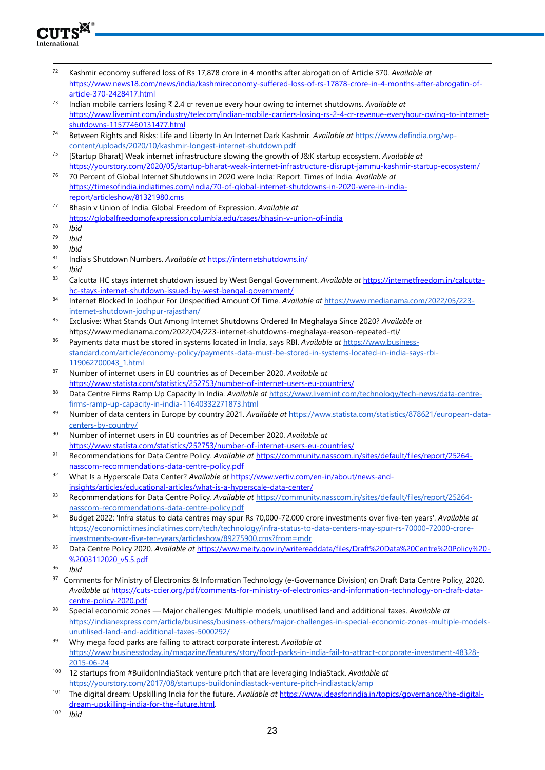[72] Kashmir economy suffered loss of Rs 17,878 crore in 4 months after abrogation of Article 370. *Available at* https://www.news18.com/news/india/kashmireconomy-suffered-loss-of-rs-17878-crore-in-4-months-after-abrogatin-of-article-370-2428417.html

[73] Indian mobile carriers losing ₹ 2.4 cr revenue every hour owing to internet shutdowns. *Available at* https://www.livemint.com/industry/telecom/indian-mobile-carriers-losing-rs-2-4-cr-revenue-everyhour-owing-to-internet-shutdowns-11577460131477.html

[74] Between Rights and Risks: Life and Liberty In An Internet Dark Kashmir. *Available at* https://www.defindia.org/wp-content/uploads/2020/10/kashmir-longest-internet-shutdown.pdf

[75] [Startup Bharat] Weak internet infrastructure slowing the growth of J&K startup ecosystem. *Available at* https://yourstory.com/2020/05/startup-bharat-weak-internet-infrastructure-disrupt-jammu-kashmir-startup-ecosystem/

[76] 70 Percent of Global Internet Shutdowns in 2020 were India: Report. Times of India. *Available at* https://timesofindia.indiatimes.com/india/70-of-global-internet-shutdowns-in-2020-were-in-india-report/articleshow/81321980.cms

[77] Bhasin v Union of India. Global Freedom of Expression. *Available at* https://globalfreedomofexpression.columbia.edu/cases/bhasin-v-union-of-india

[78] *Ibid*

[79] *Ibid*

[80] *Ibid*

[81] India's Shutdown Numbers. *Available at* https://internetshutdowns.in/

[82] *Ibid*

[83] Calcutta HC stays internet shutdown issued by West Bengal Government. *Available at* https://internetfreedom.in/calcutta-hc-stays-internet-shutdown-issued-by-west-bengal-government/

[84] Internet Blocked In Jodhpur For Unspecified Amount Of Time. *Available at* https://www.medianama.com/2022/05/223-internet-shutdown-jodhpur-rajasthan/

[85] Exclusive: What Stands Out Among Internet Shutdowns Ordered In Meghalaya Since 2020? *Available at* https://www.medianama.com/2022/04/223-internet-shutdowns-meghalaya-reason-repeated-rti/

[86] Payments data must be stored in systems located in India, says RBI. *Available at* https://www.business-standard.com/article/economy-policy/payments-data-must-be-stored-in-systems-located-in-india-says-rbi-119062700043_1.html

[87] Number of internet users in EU countries as of December 2020. *Available at* https://www.statista.com/statistics/252753/number-of-internet-users-eu-countries/

[88] Data Centre Firms Ramp Up Capacity In India. *Available at* https://www.livemint.com/technology/tech-news/data-centre-firms-ramp-up-capacity-in-india-11640332271873.html

[89] Number of data centers in Europe by country 2021. *Available at* https://www.statista.com/statistics/878621/european-data-centers-by-country/

[90] Number of internet users in EU countries as of December 2020. *Available at* https://www.statista.com/statistics/252753/number-of-internet-users-eu-countries/

[91] Recommendations for Data Centre Policy. *Available at* https://community.nasscom.in/sites/default/files/report/25264-nasscom-recommendations-data-centre-policy.pdf

[92] What Is a Hyperscale Data Center? *Available at* https://www.vertiv.com/en-in/about/news-and-insights/articles/educational-articles/what-is-a-hyperscale-data-center/

[93] Recommendations for Data Centre Policy. *Available at* https://community.nasscom.in/sites/default/files/report/25264-nasscom-recommendations-data-centre-policy.pdf

[94] Budget 2022: 'Infra status to data centres may spur Rs 70,000-72,000 crore investments over five-ten years'. *Available at* https://economictimes.indiatimes.com/tech/technology/infra-status-to-data-centers-may-spur-rs-70000-72000-crore-investments-over-five-ten-years/articleshow/89275900.cms?from=mdr

[95] Data Centre Policy 2020. *Available at* https://www.meity.gov.in/writereaddata/files/Draft%20Data%20Centre%20Policy%20-%2003112020_v5.5.pdf

[96] *Ibid*

[97] Comments for Ministry of Electronics & Information Technology (e-Governance Division) on Draft Data Centre Policy, 2020. *Available at* https://cuts-ccier.org/pdf/comments-for-ministry-of-electronics-and-information-technology-on-draft-data-centre-policy-2020.pdf

[98] Special economic zones — Major challenges: Multiple models, unutilised land and additional taxes. *Available at* https://indianexpress.com/article/business/business-others/major-challenges-in-special-economic-zones-multiple-models-unutilised-land-and-additional-taxes-5000292/

[99] Why mega food parks are failing to attract corporate interest. *Available at* https://www.businesstoday.in/magazine/features/story/food-parks-in-india-fail-to-attract-corporate-investment-48328-2015-06-24

[100] 12 startups from #BuildonIndiaStack venture pitch that are leveraging IndiaStack. *Available at* https://yourstory.com/2017/08/startups-buildonindiastack-venture-pitch-indiastack/amp

[101] The digital dream: Upskilling India for the future. *Available at* https://www.ideasforindia.in/topics/governance/the-digital-dream-upskilling-india-for-the-future.html.

[102] *Ibid*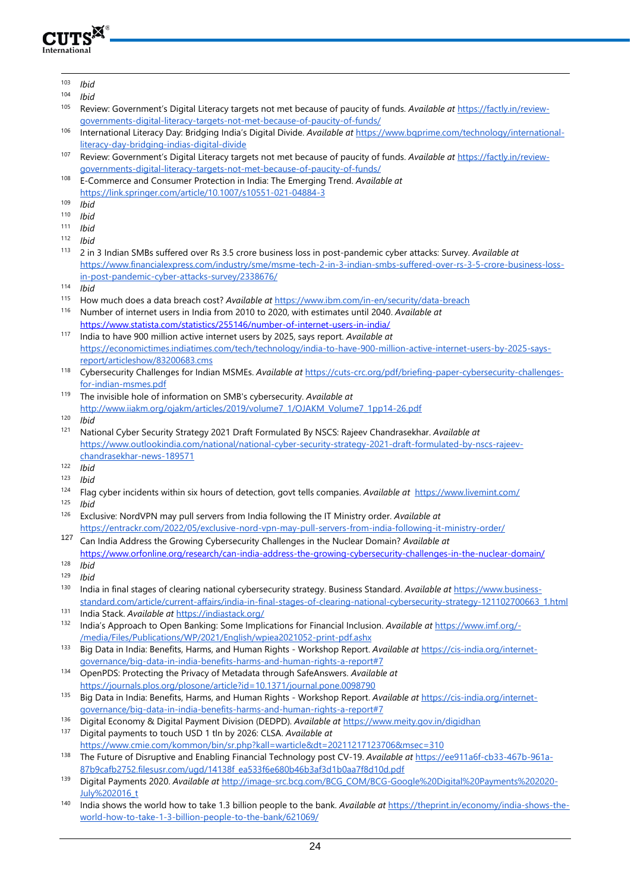[103] *Ibid*

[104] *Ibid*

[105] Review: Government's Digital Literacy targets not met because of paucity of funds. *Available at* https://factly.in/review-governments-digital-literacy-targets-not-met-because-of-paucity-of-funds/

[106] International Literacy Day: Bridging India's Digital Divide. *Available at* https://www.bqprime.com/technology/international-literacy-day-bridging-indias-digital-divide

[107] Review: Government's Digital Literacy targets not met because of paucity of funds. *Available at* https://factly.in/review-governments-digital-literacy-targets-not-met-because-of-paucity-of-funds/

[108] E-Commerce and Consumer Protection in India: The Emerging Trend. *Available at* https://link.springer.com/article/10.1007/s10551-021-04884-3

[109] *Ibid*

[110] *Ibid*

[111] *Ibid*

[112] *Ibid*

[113] 2 in 3 Indian SMBs suffered over Rs 3.5 crore business loss in post-pandemic cyber attacks: Survey. *Available at* https://www.financialexpress.com/industry/sme/msme-tech-2-in-3-indian-smbs-suffered-over-rs-3-5-crore-business-loss-in-post-pandemic-cyber-attacks-survey/2338676/

[114] *Ibid*

[115] How much does a data breach cost? *Available at* https://www.ibm.com/in-en/security/data-breach

[116] Number of internet users in India from 2010 to 2020, with estimates until 2040. *Available at* https://www.statista.com/statistics/255146/number-of-internet-users-in-india/

[117] India to have 900 million active internet users by 2025, says report. *Available at* https://economictimes.indiatimes.com/tech/technology/india-to-have-900-million-active-internet-users-by-2025-says-report/articleshow/83200683.cms

[118] Cybersecurity Challenges for Indian MSMEs. *Available at* https://cuts-crc.org/pdf/briefing-paper-cybersecurity-challenges-for-indian-msmes.pdf

[119] The invisible hole of information on SMB's cybersecurity. *Available at* http://www.iiakm.org/ojakm/articles/2019/volume7_1/OJAKM_Volume7_1pp14-26.pdf

[120] *Ibid*

[121] National Cyber Security Strategy 2021 Draft Formulated By NSCS: Rajeev Chandrasekhar. *Available at* https://www.outlookindia.com/national/national-cyber-security-strategy-2021-draft-formulated-by-nscs-rajeev-chandrasekhar-news-189571

[122] *Ibid*

[123] *Ibid*

[124] Flag cyber incidents within six hours of detection, govt tells companies. *Available at* https://www.livemint.com/

[125] *Ibid*

[126] Exclusive: NordVPN may pull servers from India following the IT Ministry order. *Available at* https://entrackr.com/2022/05/exclusive-nord-vpn-may-pull-servers-from-india-following-it-ministry-order/

[127] Can India Address the Growing Cybersecurity Challenges in the Nuclear Domain? *Available at* https://www.orfonline.org/research/can-india-address-the-growing-cybersecurity-challenges-in-the-nuclear-domain/

[128] *Ibid*

[129] *Ibid*

[130] India in final stages of clearing national cybersecurity strategy. Business Standard. *Available at* https://www.business-standard.com/article/current-affairs/india-in-final-stages-of-clearing-national-cybersecurity-strategy-121102700663_1.html

[131] India Stack. *Available at* https://indiastack.org/

[132] India's Approach to Open Banking: Some Implications for Financial Inclusion. *Available at* https://www.imf.org/-/media/Files/Publications/WP/2021/English/wpiea2021052-print-pdf.ashx

[133] Big Data in India: Benefits, Harms, and Human Rights - Workshop Report. *Available at* https://cis-india.org/internet-governance/big-data-in-india-benefits-harms-and-human-rights-a-report#7

[134] OpenPDS: Protecting the Privacy of Metadata through SafeAnswers. *Available at* https://journals.plos.org/plosone/article?id=10.1371/journal.pone.0098790

[135] Big Data in India: Benefits, Harms, and Human Rights - Workshop Report. *Available at* https://cis-india.org/internet-governance/big-data-in-india-benefits-harms-and-human-rights-a-report#7

[136] Digital Economy & Digital Payment Division (DEDPD). *Available at* https://www.meity.gov.in/digidhan

[137] Digital payments to touch USD 1 tln by 2026: CLSA. *Available at* https://www.cmie.com/kommon/bin/sr.php?kall=warticle&dt=20211217123706&msec=310

[138] The Future of Disruptive and Enabling Financial Technology post CV-19. *Available at* https://ee911a6f-cb33-467b-961a-87b9cafb2752.filesusr.com/ugd/14138f_ea533f6e680b46b3af3d1b0aa7f8d10d.pdf

[139] Digital Payments 2020. *Available at* http://image-src.bcg.com/BCG_COM/BCG-Google%20Digital%20Payments%202020-July%202016_t

[140] India shows the world how to take 1.3 billion people to the bank. *Available at* https://theprint.in/economy/india-shows-the-world-how-to-take-1-3-billion-people-to-the-bank/621069/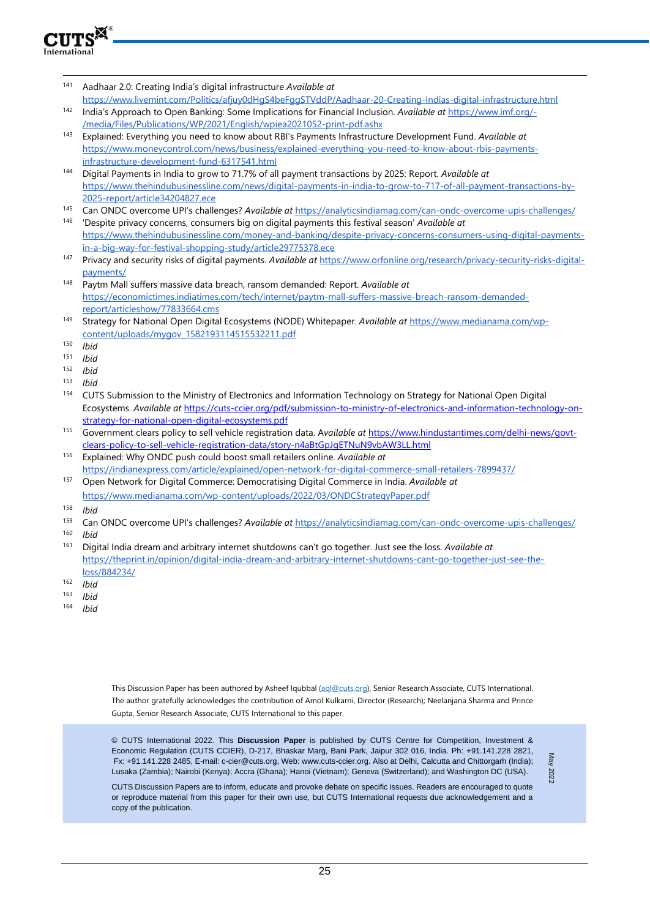[141] Aadhaar 2.0: Creating India's digital infrastructure *Available at* https://www.livemint.com/Politics/afjuy0dHgS4beFggSTVddP/Aadhaar-20-Creating-Indias-digital-infrastructure.html

[142] India's Approach to Open Banking: Some Implications for Financial Inclusion. *Available at* https://www.imf.org/-/media/Files/Publications/WP/2021/English/wpiea2021052-print-pdf.ashx

[143] Explained: Everything you need to know about RBI's Payments Infrastructure Development Fund. *Available at* https://www.moneycontrol.com/news/business/explained-everything-you-need-to-know-about-rbis-payments-infrastructure-development-fund-6317541.html

[144] Digital Payments in India to grow to 71.7% of all payment transactions by 2025: Report. *Available at* https://www.thehindubusinessline.com/news/digital-payments-in-india-to-grow-to-717-of-all-payment-transactions-by-2025-report/article34204827.ece

[145] Can ONDC overcome UPI's challenges? *Available at* https://analyticsindiamag.com/can-ondc-overcome-upis-challenges/

[146] 'Despite privacy concerns, consumers big on digital payments this festival season' *Available at* https://www.thehindubusinessline.com/money-and-banking/despite-privacy-concerns-consumers-using-digital-payments-in-a-big-way-for-festival-shopping-study/article29775378.ece

[147] Privacy and security risks of digital payments. *Available at* https://www.orfonline.org/research/privacy-security-risks-digital-payments/

[148] Paytm Mall suffers massive data breach, ransom demanded: Report. *Available at* https://economictimes.indiatimes.com/tech/internet/paytm-mall-suffers-massive-breach-ransom-demanded-report/articleshow/77833664.cms

[149] Strategy for National Open Digital Ecosystems (NODE) Whitepaper. *Available at* https://www.medianama.com/wp-content/uploads/mygov_1582193114515532211.pdf

[150] *Ibid*

[151] *Ibid*

[152] *Ibid*

[153] *Ibid*

[154] CUTS Submission to the Ministry of Electronics and Information Technology on Strategy for National Open Digital Ecosystems. *Available at* https://cuts-ccier.org/pdf/submission-to-ministry-of-electronics-and-information-technology-on-strategy-for-national-open-digital-ecosystems.pdf

[155] Government clears policy to sell vehicle registration data. *Available at* https://www.hindustantimes.com/delhi-news/govt-clears-policy-to-sell-vehicle-registration-data/story-n4aBtGpJgETNuN9vbAW3LL.html

[156] Explained: Why ONDC push could boost small retailers online. *Available at* https://indianexpress.com/article/explained/open-network-for-digital-commerce-small-retailers-7899437/

[157] Open Network for Digital Commerce: Democratising Digital Commerce in India. *Available at* https://www.medianama.com/wp-content/uploads/2022/03/ONDCStrategyPaper.pdf

[158] *Ibid*

[159] Can ONDC overcome UPI's challenges? *Available at* https://analyticsindiamag.com/can-ondc-overcome-upis-challenges/

[160] *Ibid*

[161] Digital India dream and arbitrary internet shutdowns can't go together. Just see the loss. *Available at* https://theprint.in/opinion/digital-india-dream-and-arbitrary-internet-shutdowns-cant-go-together-just-see-the-loss/884234/

[162] *Ibid*

[163] *Ibid*

[164] *Ibid*

This Discussion Paper has been authored by Asheef Iqubbal (aql@cuts.org), Senior Research Associate, CUTS International. The author gratefully acknowledges the contribution of Amol Kulkarni, Director (Research); Neelanjana Sharma and Prince Gupta, Senior Research Associate, CUTS International to this paper.

© CUTS International 2022. This **Discussion Paper** is published by CUTS Centre for Competition, Investment & Economic Regulation (CUTS CCIER), D-217, Bhaskar Marg, Bani Park, Jaipur 302 016, India. Ph: +91.141.228 2821, Fx: +91.141.228 2485, E-mail: c-cier@cuts.org, Web: www.cuts-ccier.org. Also at Delhi, Calcutta and Chittorgarh (India); Lusaka (Zambia); Nairobi (Kenya); Accra (Ghana); Hanoi (Vietnam); Geneva (Switzerland); and Washington DC (USA).

CUTS Discussion Papers are to inform, educate and provoke debate on specific issues. Readers are encouraged to quote or reproduce material from this paper for their own use, but CUTS International requests due acknowledgement and a copy of the publication.

*May 2022*